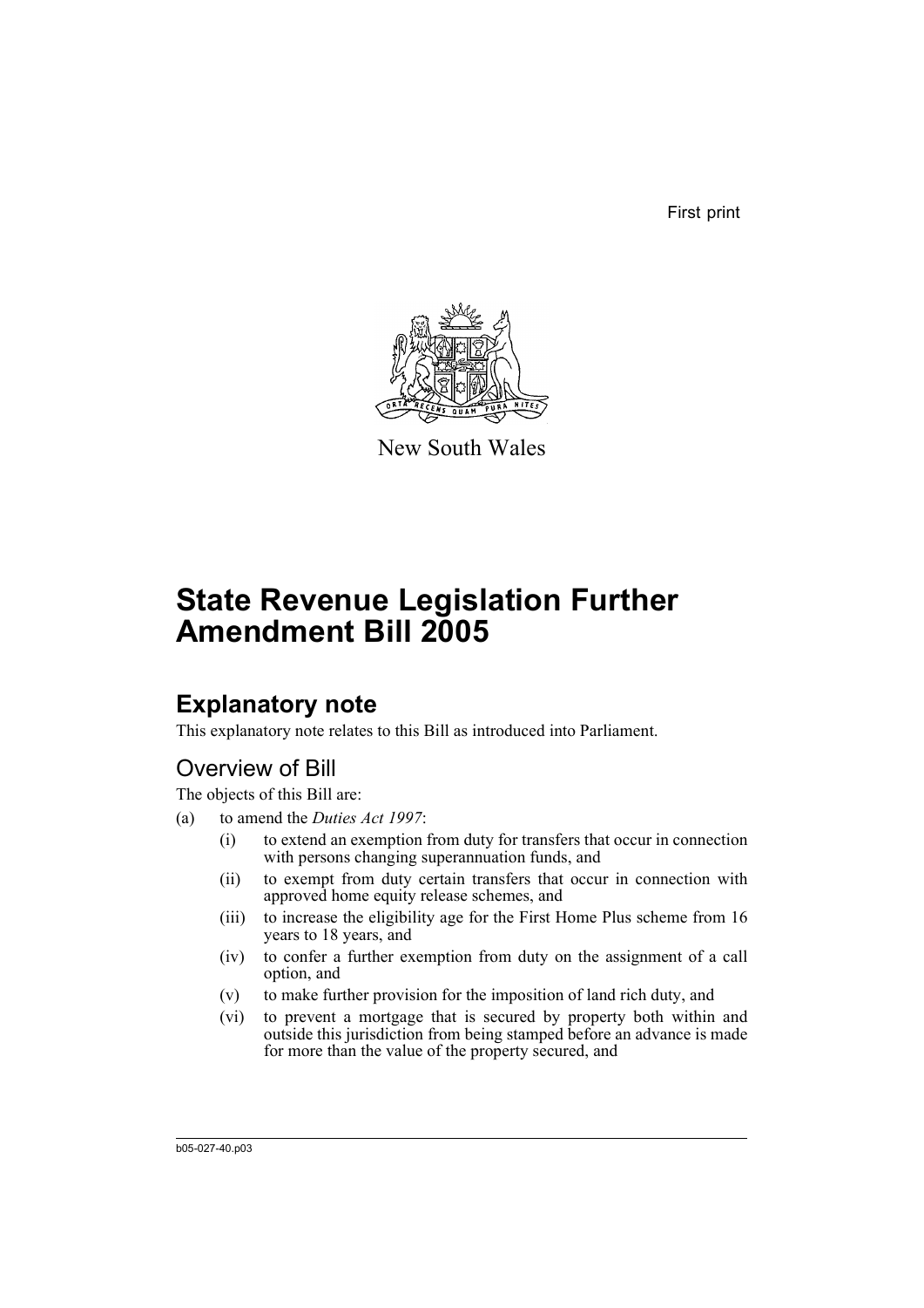First print

New South Wales

# State Revenue Legislation Further Amendment Bill 2005

## Explanatory note

This explanatory note relates to this Bill as introduced into Parliament.

### Overview of Bill

The objects of this Bill are:

(a) to amend the *Duties Act 1997*:

- (i) to extend an exemption from duty for transfers that occur in connection with persons changing superannuation funds, and
- (ii) to exempt from duty certain transfers that occur in connection with approved home equity release schemes, and
- (iii) to increase the eligibility age for the First Home Plus scheme from 16 years to 18 years, and
- (iv) to confer a further exemption from duty on the assignment of a call option, and
- (v) to make further provision for the imposition of land rich duty, and
- (vi) to prevent a mortgage that is secured by property both within and outside this jurisdiction from being stamped before an advance is made for more than the value of the property secured, and

b05-027-40.p03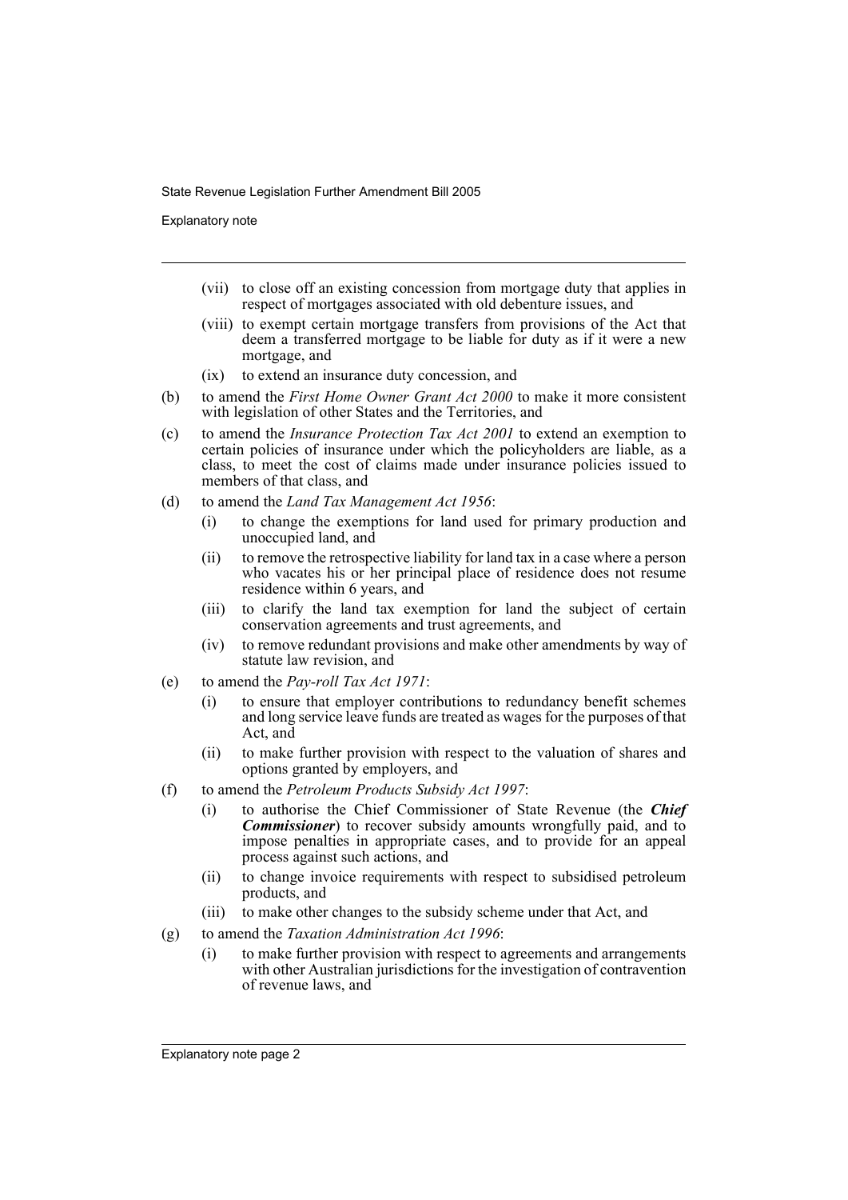(vii) to close off an existing concession from mortgage duty that applies in respect of mortgages associated with old debenture issues, and

(viii) to exempt certain mortgage transfers from provisions of the Act that deem a transferred mortgage to be liable for duty as if it were a new mortgage, and

(ix) to extend an insurance duty concession, and

(b) to amend the *First Home Owner Grant Act 2000* to make it more consistent with legislation of other States and the Territories, and

(c) to amend the *Insurance Protection Tax Act 2001* to extend an exemption to certain policies of insurance under which the policyholders are liable, as a class, to meet the cost of claims made under insurance policies issued to members of that class, and

(d) to amend the *Land Tax Management Act 1956*:

(i) to change the exemptions for land used for primary production and unoccupied land, and

(ii) to remove the retrospective liability for land tax in a case where a person who vacates his or her principal place of residence does not resume residence within 6 years, and

(iii) to clarify the land tax exemption for land the subject of certain conservation agreements and trust agreements, and

(iv) to remove redundant provisions and make other amendments by way of statute law revision, and

(e) to amend the *Pay-roll Tax Act 1971*:

(i) to ensure that employer contributions to redundancy benefit schemes and long service leave funds are treated as wages for the purposes of that Act, and

(ii) to make further provision with respect to the valuation of shares and options granted by employers, and

(f) to amend the *Petroleum Products Subsidy Act 1997*:

(i) to authorise the Chief Commissioner of State Revenue (the ***Chief Commissioner***) to recover subsidy amounts wrongfully paid, and to impose penalties in appropriate cases, and to provide for an appeal process against such actions, and

(ii) to change invoice requirements with respect to subsidised petroleum products, and

(iii) to make other changes to the subsidy scheme under that Act, and

(g) to amend the *Taxation Administration Act 1996*:

(i) to make further provision with respect to agreements and arrangements with other Australian jurisdictions for the investigation of contravention of revenue laws, and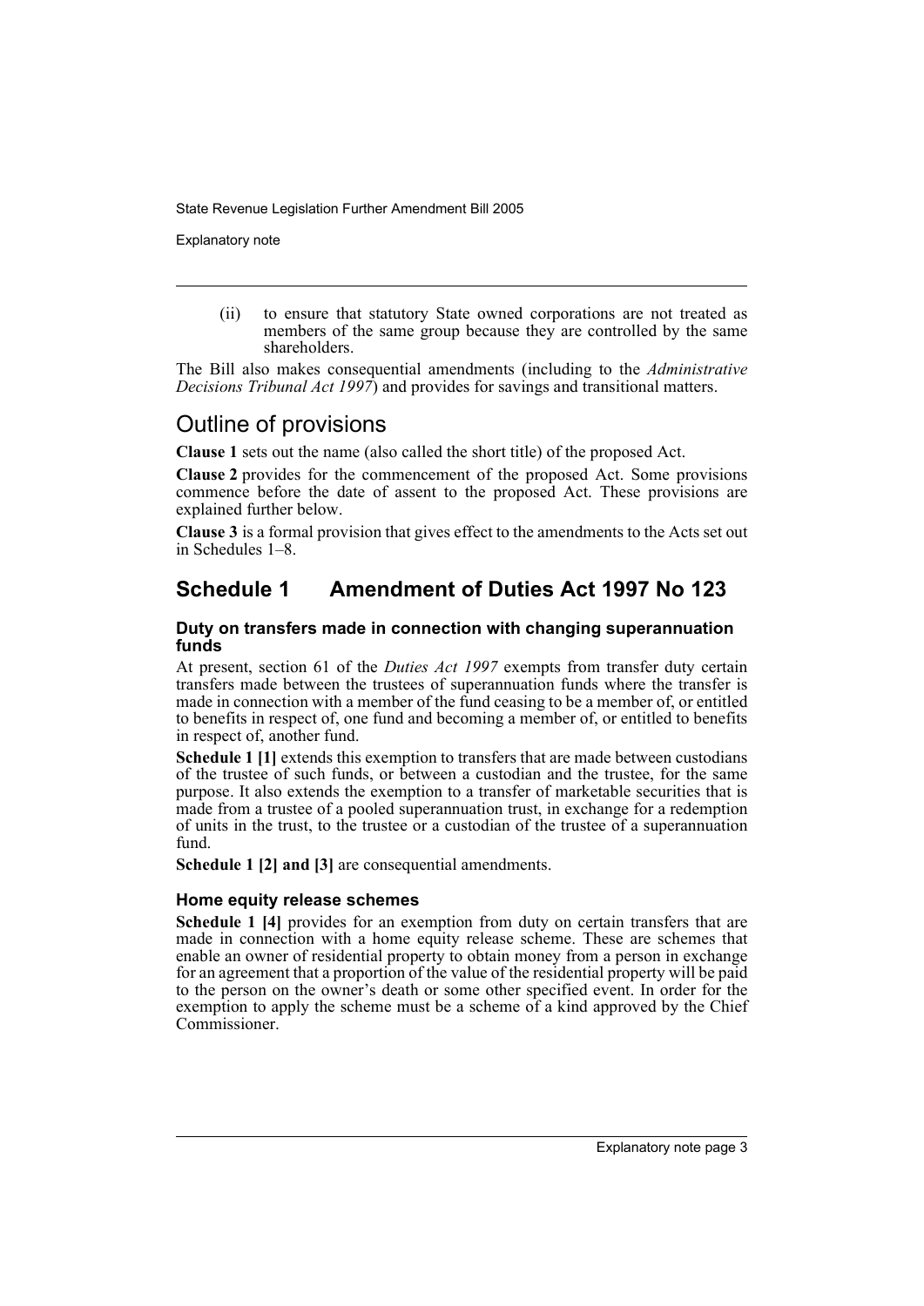(ii) to ensure that statutory State owned corporations are not treated as members of the same group because they are controlled by the same shareholders.

The Bill also makes consequential amendments (including to the *Administrative Decisions Tribunal Act 1997*) and provides for savings and transitional matters.

## Outline of provisions

**Clause 1** sets out the name (also called the short title) of the proposed Act.

**Clause 2** provides for the commencement of the proposed Act. Some provisions commence before the date of assent to the proposed Act. These provisions are explained further below.

**Clause 3** is a formal provision that gives effect to the amendments to the Acts set out in Schedules 1–8.

## Schedule 1 Amendment of Duties Act 1997 No 123

### Duty on transfers made in connection with changing superannuation funds

At present, section 61 of the *Duties Act 1997* exempts from transfer duty certain transfers made between the trustees of superannuation funds where the transfer is made in connection with a member of the fund ceasing to be a member of, or entitled to benefits in respect of, one fund and becoming a member of, or entitled to benefits in respect of, another fund.

**Schedule 1 [1]** extends this exemption to transfers that are made between custodians of the trustee of such funds, or between a custodian and the trustee, for the same purpose. It also extends the exemption to a transfer of marketable securities that is made from a trustee of a pooled superannuation trust, in exchange for a redemption of units in the trust, to the trustee or a custodian of the trustee of a superannuation fund.

**Schedule 1 [2] and [3]** are consequential amendments.

### Home equity release schemes

**Schedule 1 [4]** provides for an exemption from duty on certain transfers that are made in connection with a home equity release scheme. These are schemes that enable an owner of residential property to obtain money from a person in exchange for an agreement that a proportion of the value of the residential property will be paid to the person on the owner's death or some other specified event. In order for the exemption to apply the scheme must be a scheme of a kind approved by the Chief Commissioner.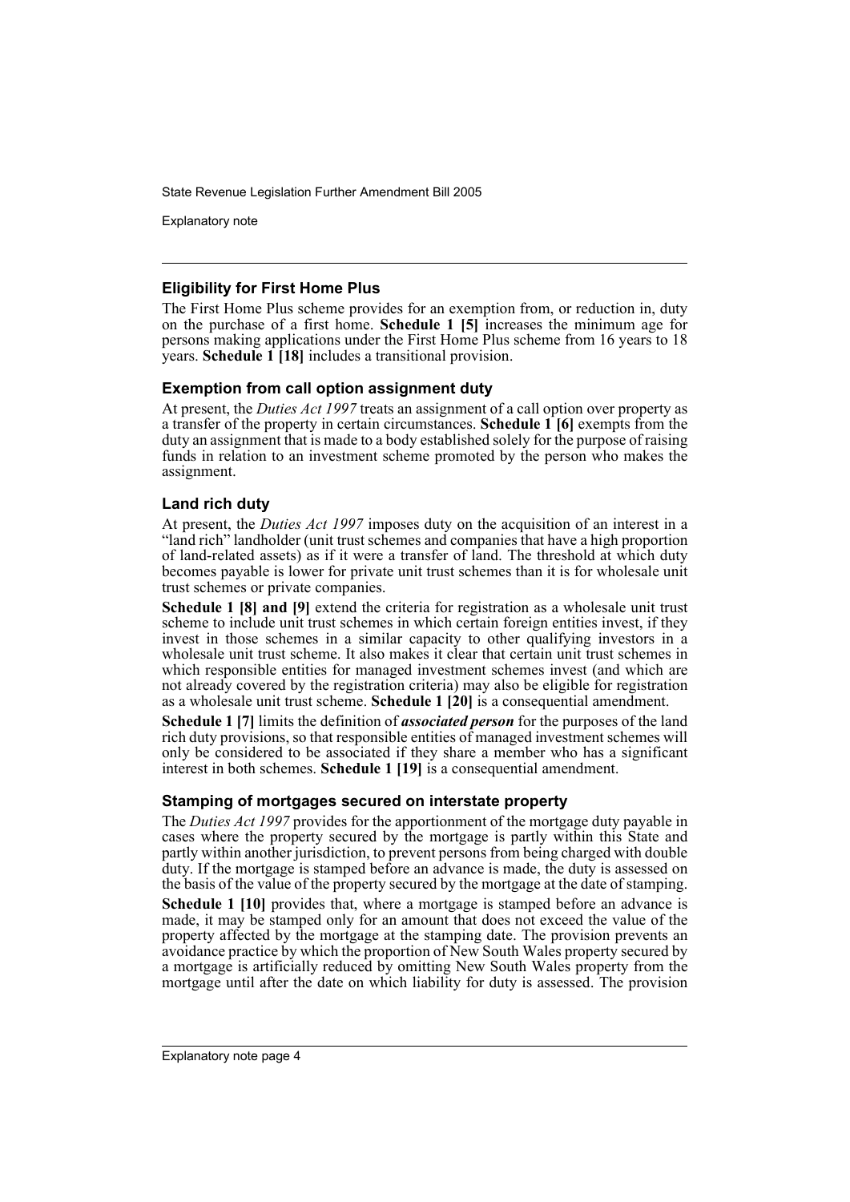### Eligibility for First Home Plus

The First Home Plus scheme provides for an exemption from, or reduction in, duty on the purchase of a first home. **Schedule 1 [5]** increases the minimum age for persons making applications under the First Home Plus scheme from 16 years to 18 years. **Schedule 1 [18]** includes a transitional provision.

### Exemption from call option assignment duty

At present, the *Duties Act 1997* treats an assignment of a call option over property as a transfer of the property in certain circumstances. **Schedule 1 [6]** exempts from the duty an assignment that is made to a body established solely for the purpose of raising funds in relation to an investment scheme promoted by the person who makes the assignment.

### Land rich duty

At present, the *Duties Act 1997* imposes duty on the acquisition of an interest in a "land rich" landholder (unit trust schemes and companies that have a high proportion of land-related assets) as if it were a transfer of land. The threshold at which duty becomes payable is lower for private unit trust schemes than it is for wholesale unit trust schemes or private companies.

**Schedule 1 [8] and [9]** extend the criteria for registration as a wholesale unit trust scheme to include unit trust schemes in which certain foreign entities invest, if they invest in those schemes in a similar capacity to other qualifying investors in a wholesale unit trust scheme. It also makes it clear that certain unit trust schemes in which responsible entities for managed investment schemes invest (and which are not already covered by the registration criteria) may also be eligible for registration as a wholesale unit trust scheme. **Schedule 1 [20]** is a consequential amendment.

**Schedule 1 [7]** limits the definition of ***associated person*** for the purposes of the land rich duty provisions, so that responsible entities of managed investment schemes will only be considered to be associated if they share a member who has a significant interest in both schemes. **Schedule 1 [19]** is a consequential amendment.

### Stamping of mortgages secured on interstate property

The *Duties Act 1997* provides for the apportionment of the mortgage duty payable in cases where the property secured by the mortgage is partly within this State and partly within another jurisdiction, to prevent persons from being charged with double duty. If the mortgage is stamped before an advance is made, the duty is assessed on the basis of the value of the property secured by the mortgage at the date of stamping.

**Schedule 1 [10]** provides that, where a mortgage is stamped before an advance is made, it may be stamped only for an amount that does not exceed the value of the property affected by the mortgage at the stamping date. The provision prevents an avoidance practice by which the proportion of New South Wales property secured by a mortgage is artificially reduced by omitting New South Wales property from the mortgage until after the date on which liability for duty is assessed. The provision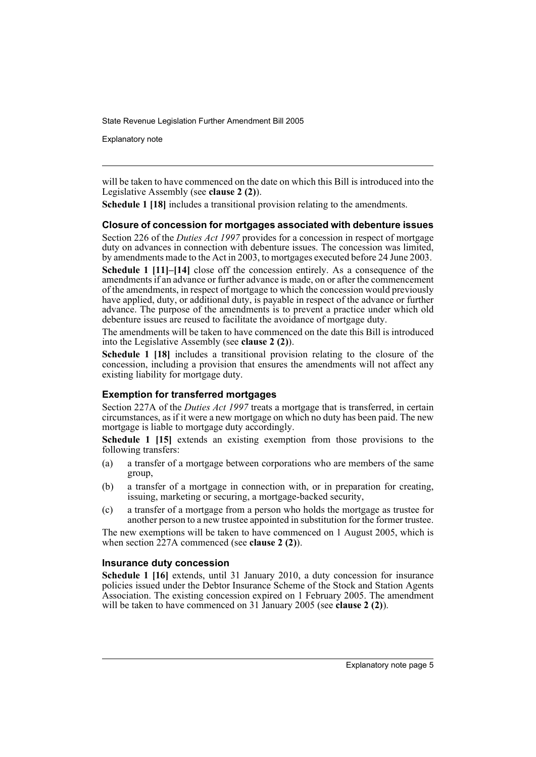will be taken to have commenced on the date on which this Bill is introduced into the Legislative Assembly (see **clause 2 (2)**).

**Schedule 1 [18]** includes a transitional provision relating to the amendments.

### Closure of concession for mortgages associated with debenture issues

Section 226 of the *Duties Act 1997* provides for a concession in respect of mortgage duty on advances in connection with debenture issues. The concession was limited, by amendments made to the Act in 2003, to mortgages executed before 24 June 2003.

**Schedule 1 [11]–[14]** close off the concession entirely. As a consequence of the amendments if an advance or further advance is made, on or after the commencement of the amendments, in respect of mortgage to which the concession would previously have applied, duty, or additional duty, is payable in respect of the advance or further advance. The purpose of the amendments is to prevent a practice under which old debenture issues are reused to facilitate the avoidance of mortgage duty.

The amendments will be taken to have commenced on the date this Bill is introduced into the Legislative Assembly (see **clause 2 (2)**).

**Schedule 1 [18]** includes a transitional provision relating to the closure of the concession, including a provision that ensures the amendments will not affect any existing liability for mortgage duty.

### Exemption for transferred mortgages

Section 227A of the *Duties Act 1997* treats a mortgage that is transferred, in certain circumstances, as if it were a new mortgage on which no duty has been paid. The new mortgage is liable to mortgage duty accordingly.

**Schedule 1 [15]** extends an existing exemption from those provisions to the following transfers:

(a) a transfer of a mortgage between corporations who are members of the same group,

(b) a transfer of a mortgage in connection with, or in preparation for creating, issuing, marketing or securing, a mortgage-backed security,

(c) a transfer of a mortgage from a person who holds the mortgage as trustee for another person to a new trustee appointed in substitution for the former trustee.

The new exemptions will be taken to have commenced on 1 August 2005, which is when section 227A commenced (see **clause 2 (2)**).

### Insurance duty concession

**Schedule 1 [16]** extends, until 31 January 2010, a duty concession for insurance policies issued under the Debtor Insurance Scheme of the Stock and Station Agents Association. The existing concession expired on 1 February 2005. The amendment will be taken to have commenced on 31 January 2005 (see **clause 2 (2)**).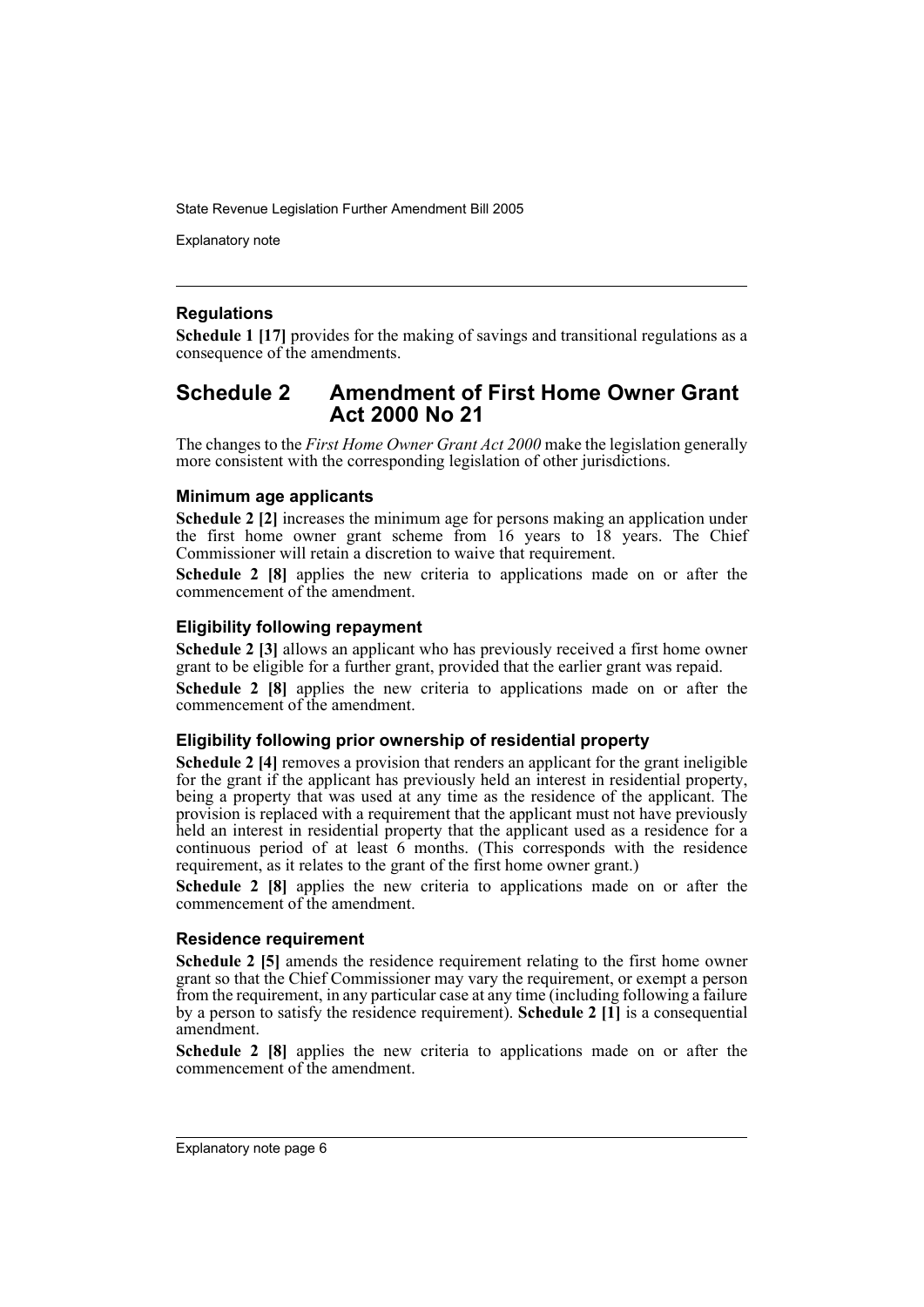### Regulations

**Schedule 1 [17]** provides for the making of savings and transitional regulations as a consequence of the amendments.

## Schedule 2 Amendment of First Home Owner Grant Act 2000 No 21

The changes to the *First Home Owner Grant Act 2000* make the legislation generally more consistent with the corresponding legislation of other jurisdictions.

### Minimum age applicants

**Schedule 2 [2]** increases the minimum age for persons making an application under the first home owner grant scheme from 16 years to 18 years. The Chief Commissioner will retain a discretion to waive that requirement.

**Schedule 2 [8]** applies the new criteria to applications made on or after the commencement of the amendment.

### Eligibility following repayment

**Schedule 2 [3]** allows an applicant who has previously received a first home owner grant to be eligible for a further grant, provided that the earlier grant was repaid.

**Schedule 2 [8]** applies the new criteria to applications made on or after the commencement of the amendment.

### Eligibility following prior ownership of residential property

**Schedule 2 [4]** removes a provision that renders an applicant for the grant ineligible for the grant if the applicant has previously held an interest in residential property, being a property that was used at any time as the residence of the applicant. The provision is replaced with a requirement that the applicant must not have previously held an interest in residential property that the applicant used as a residence for a continuous period of at least 6 months. (This corresponds with the residence requirement, as it relates to the grant of the first home owner grant.)

**Schedule 2 [8]** applies the new criteria to applications made on or after the commencement of the amendment.

### Residence requirement

**Schedule 2 [5]** amends the residence requirement relating to the first home owner grant so that the Chief Commissioner may vary the requirement, or exempt a person from the requirement, in any particular case at any time (including following a failure by a person to satisfy the residence requirement). **Schedule 2 [1]** is a consequential amendment.

**Schedule 2 [8]** applies the new criteria to applications made on or after the commencement of the amendment.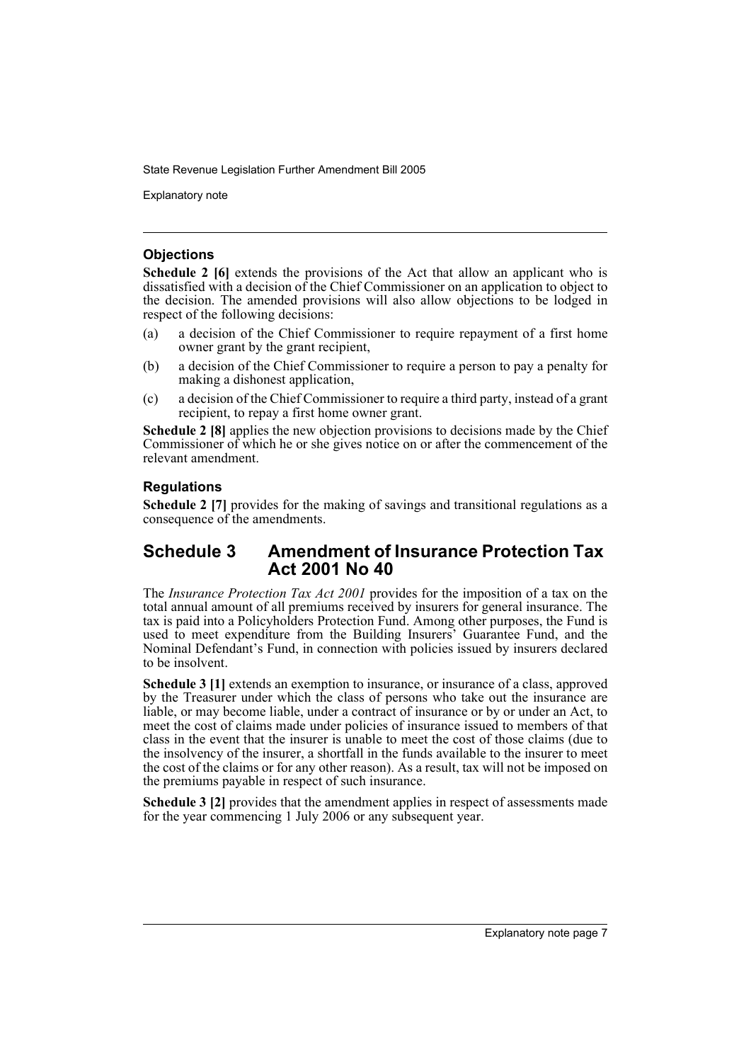### Objections

**Schedule 2 [6]** extends the provisions of the Act that allow an applicant who is dissatisfied with a decision of the Chief Commissioner on an application to object to the decision. The amended provisions will also allow objections to be lodged in respect of the following decisions:

(a) a decision of the Chief Commissioner to require repayment of a first home owner grant by the grant recipient,

(b) a decision of the Chief Commissioner to require a person to pay a penalty for making a dishonest application,

(c) a decision of the Chief Commissioner to require a third party, instead of a grant recipient, to repay a first home owner grant.

**Schedule 2 [8]** applies the new objection provisions to decisions made by the Chief Commissioner of which he or she gives notice on or after the commencement of the relevant amendment.

### Regulations

**Schedule 2 [7]** provides for the making of savings and transitional regulations as a consequence of the amendments.

## Schedule 3 Amendment of Insurance Protection Tax Act 2001 No 40

The *Insurance Protection Tax Act 2001* provides for the imposition of a tax on the total annual amount of all premiums received by insurers for general insurance. The tax is paid into a Policyholders Protection Fund. Among other purposes, the Fund is used to meet expenditure from the Building Insurers' Guarantee Fund, and the Nominal Defendant's Fund, in connection with policies issued by insurers declared to be insolvent.

**Schedule 3 [1]** extends an exemption to insurance, or insurance of a class, approved by the Treasurer under which the class of persons who take out the insurance are liable, or may become liable, under a contract of insurance or by or under an Act, to meet the cost of claims made under policies of insurance issued to members of that class in the event that the insurer is unable to meet the cost of those claims (due to the insolvency of the insurer, a shortfall in the funds available to the insurer to meet the cost of the claims or for any other reason). As a result, tax will not be imposed on the premiums payable in respect of such insurance.

**Schedule 3 [2]** provides that the amendment applies in respect of assessments made for the year commencing 1 July 2006 or any subsequent year.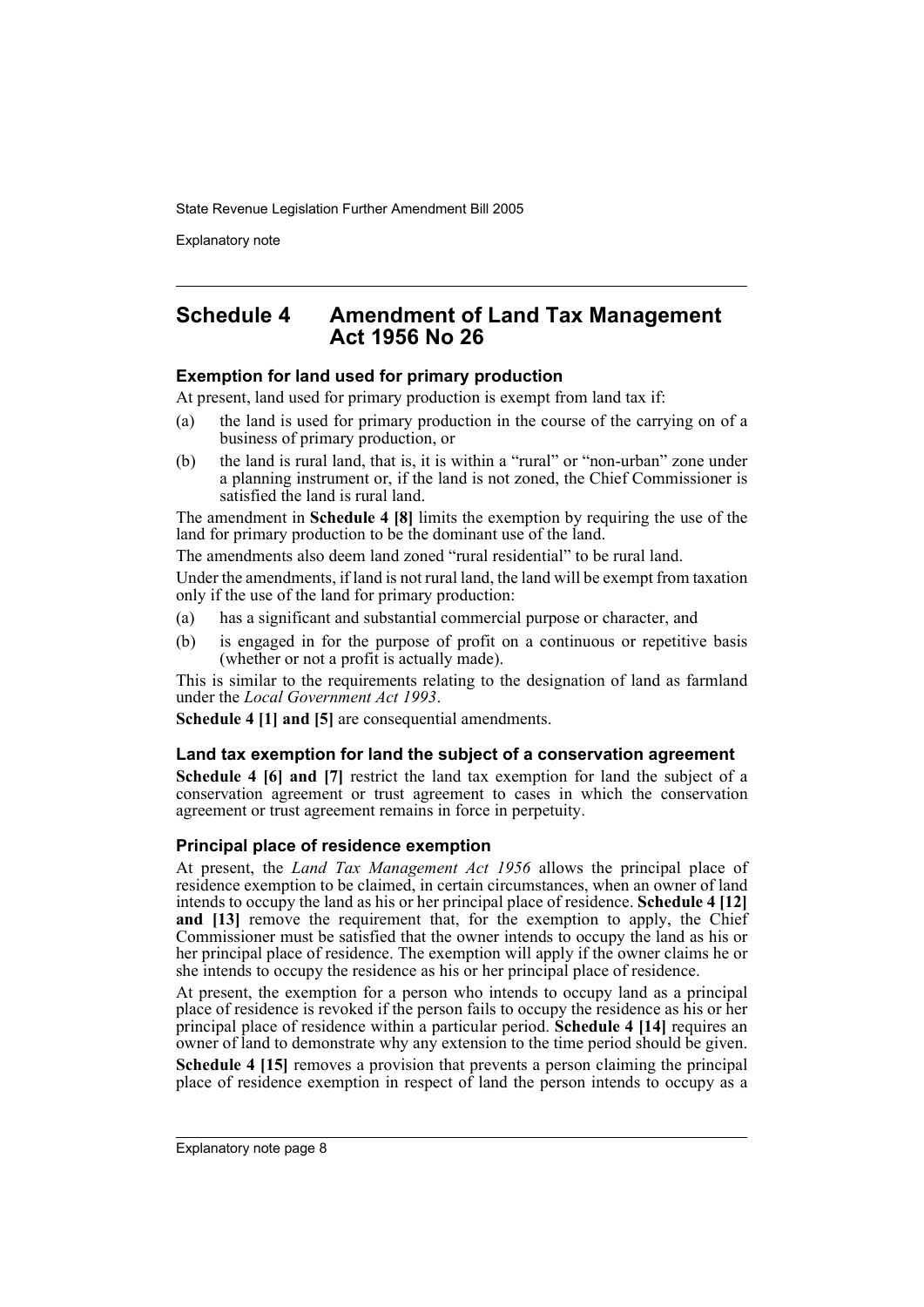## Schedule 4 Amendment of Land Tax Management Act 1956 No 26

### Exemption for land used for primary production

At present, land used for primary production is exempt from land tax if:

(a) the land is used for primary production in the course of the carrying on of a business of primary production, or

(b) the land is rural land, that is, it is within a "rural" or "non-urban" zone under a planning instrument or, if the land is not zoned, the Chief Commissioner is satisfied the land is rural land.

The amendment in **Schedule 4 [8]** limits the exemption by requiring the use of the land for primary production to be the dominant use of the land.

The amendments also deem land zoned "rural residential" to be rural land.

Under the amendments, if land is not rural land, the land will be exempt from taxation only if the use of the land for primary production:

(a) has a significant and substantial commercial purpose or character, and

(b) is engaged in for the purpose of profit on a continuous or repetitive basis (whether or not a profit is actually made).

This is similar to the requirements relating to the designation of land as farmland under the *Local Government Act 1993*.

**Schedule 4 [1] and [5]** are consequential amendments.

### Land tax exemption for land the subject of a conservation agreement

**Schedule 4 [6] and [7]** restrict the land tax exemption for land the subject of a conservation agreement or trust agreement to cases in which the conservation agreement or trust agreement remains in force in perpetuity.

### Principal place of residence exemption

At present, the *Land Tax Management Act 1956* allows the principal place of residence exemption to be claimed, in certain circumstances, when an owner of land intends to occupy the land as his or her principal place of residence. **Schedule 4 [12] and [13]** remove the requirement that, for the exemption to apply, the Chief Commissioner must be satisfied that the owner intends to occupy the land as his or her principal place of residence. The exemption will apply if the owner claims he or she intends to occupy the residence as his or her principal place of residence.

At present, the exemption for a person who intends to occupy land as a principal place of residence is revoked if the person fails to occupy the residence as his or her principal place of residence within a particular period. **Schedule 4 [14]** requires an owner of land to demonstrate why any extension to the time period should be given.

**Schedule 4 [15]** removes a provision that prevents a person claiming the principal place of residence exemption in respect of land the person intends to occupy as a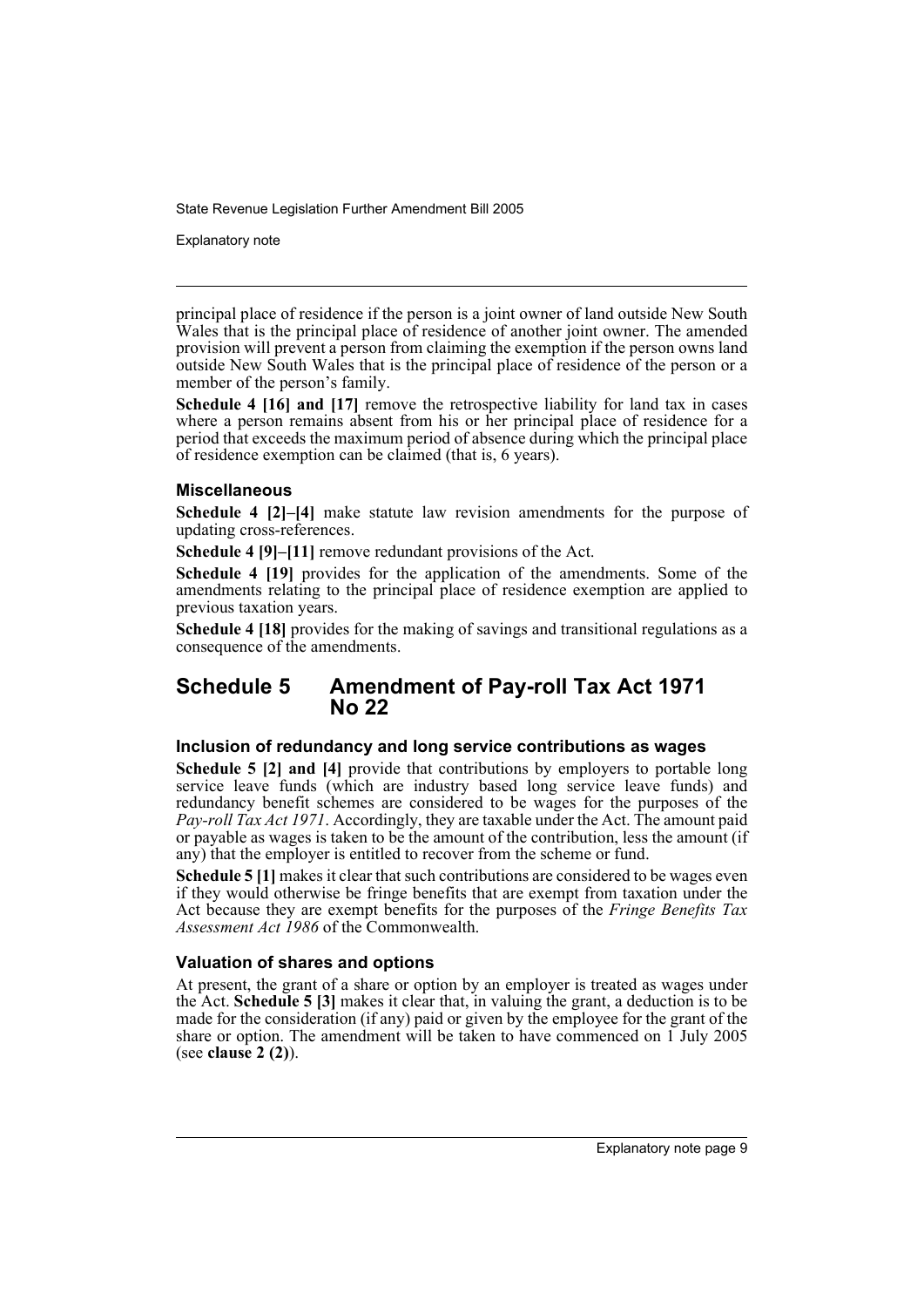principal place of residence if the person is a joint owner of land outside New South Wales that is the principal place of residence of another joint owner. The amended provision will prevent a person from claiming the exemption if the person owns land outside New South Wales that is the principal place of residence of the person or a member of the person's family.

**Schedule 4 [16] and [17]** remove the retrospective liability for land tax in cases where a person remains absent from his or her principal place of residence for a period that exceeds the maximum period of absence during which the principal place of residence exemption can be claimed (that is, 6 years).

### Miscellaneous

**Schedule 4 [2]–[4]** make statute law revision amendments for the purpose of updating cross-references.

**Schedule 4 [9]–[11]** remove redundant provisions of the Act.

**Schedule 4 [19]** provides for the application of the amendments. Some of the amendments relating to the principal place of residence exemption are applied to previous taxation years.

**Schedule 4 [18]** provides for the making of savings and transitional regulations as a consequence of the amendments.

## Schedule 5 Amendment of Pay-roll Tax Act 1971 No 22

### Inclusion of redundancy and long service contributions as wages

**Schedule 5 [2] and [4]** provide that contributions by employers to portable long service leave funds (which are industry based long service leave funds) and redundancy benefit schemes are considered to be wages for the purposes of the *Pay-roll Tax Act 1971*. Accordingly, they are taxable under the Act. The amount paid or payable as wages is taken to be the amount of the contribution, less the amount (if any) that the employer is entitled to recover from the scheme or fund.

**Schedule 5 [1]** makes it clear that such contributions are considered to be wages even if they would otherwise be fringe benefits that are exempt from taxation under the Act because they are exempt benefits for the purposes of the *Fringe Benefits Tax Assessment Act 1986* of the Commonwealth.

### Valuation of shares and options

At present, the grant of a share or option by an employer is treated as wages under the Act. **Schedule 5 [3]** makes it clear that, in valuing the grant, a deduction is to be made for the consideration (if any) paid or given by the employee for the grant of the share or option. The amendment will be taken to have commenced on 1 July 2005 (see **clause 2 (2)**).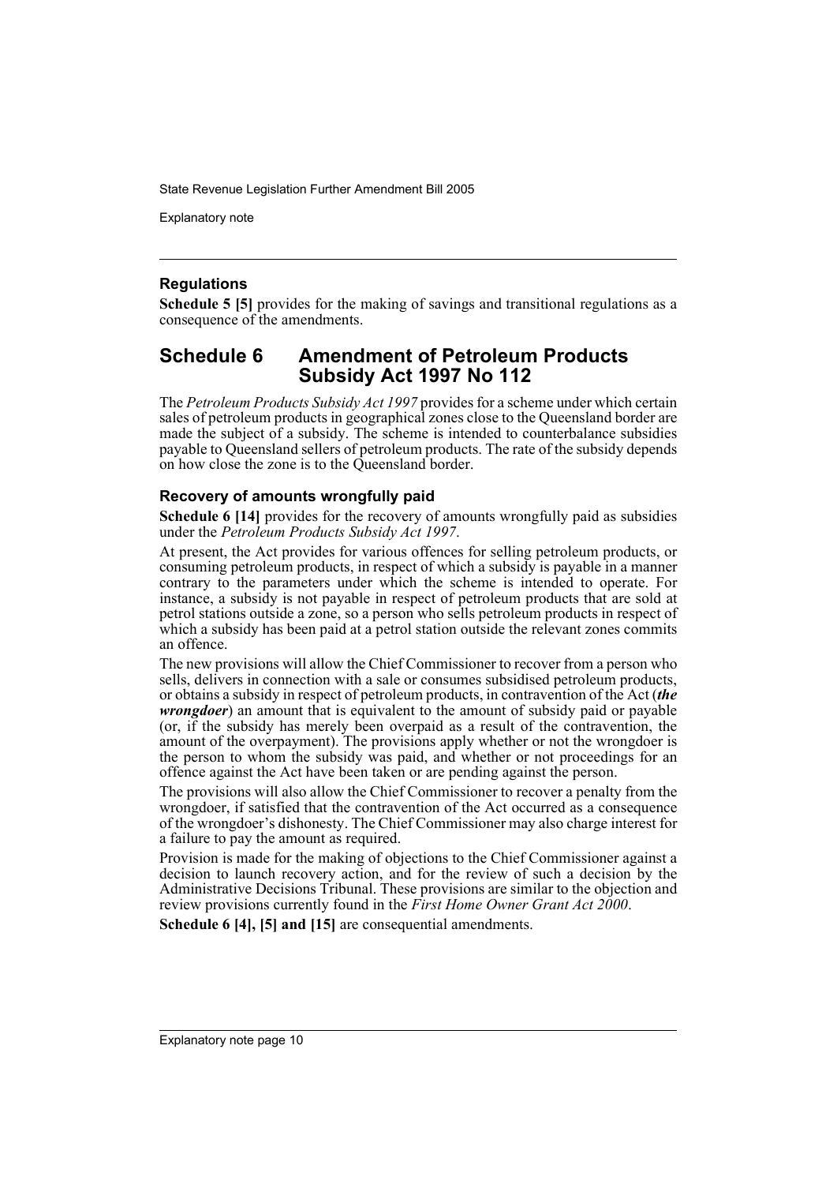### Regulations

**Schedule 5 [5]** provides for the making of savings and transitional regulations as a consequence of the amendments.

## Schedule 6 Amendment of Petroleum Products Subsidy Act 1997 No 112

The *Petroleum Products Subsidy Act 1997* provides for a scheme under which certain sales of petroleum products in geographical zones close to the Queensland border are made the subject of a subsidy. The scheme is intended to counterbalance subsidies payable to Queensland sellers of petroleum products. The rate of the subsidy depends on how close the zone is to the Queensland border.

### Recovery of amounts wrongfully paid

**Schedule 6 [14]** provides for the recovery of amounts wrongfully paid as subsidies under the *Petroleum Products Subsidy Act 1997*.

At present, the Act provides for various offences for selling petroleum products, or consuming petroleum products, in respect of which a subsidy is payable in a manner contrary to the parameters under which the scheme is intended to operate. For instance, a subsidy is not payable in respect of petroleum products that are sold at petrol stations outside a zone, so a person who sells petroleum products in respect of which a subsidy has been paid at a petrol station outside the relevant zones commits an offence.

The new provisions will allow the Chief Commissioner to recover from a person who sells, delivers in connection with a sale or consumes subsidised petroleum products, or obtains a subsidy in respect of petroleum products, in contravention of the Act (***the wrongdoer***) an amount that is equivalent to the amount of subsidy paid or payable (or, if the subsidy has merely been overpaid as a result of the contravention, the amount of the overpayment). The provisions apply whether or not the wrongdoer is the person to whom the subsidy was paid, and whether or not proceedings for an offence against the Act have been taken or are pending against the person.

The provisions will also allow the Chief Commissioner to recover a penalty from the wrongdoer, if satisfied that the contravention of the Act occurred as a consequence of the wrongdoer's dishonesty. The Chief Commissioner may also charge interest for a failure to pay the amount as required.

Provision is made for the making of objections to the Chief Commissioner against a decision to launch recovery action, and for the review of such a decision by the Administrative Decisions Tribunal. These provisions are similar to the objection and review provisions currently found in the *First Home Owner Grant Act 2000*.

**Schedule 6 [4], [5] and [15]** are consequential amendments.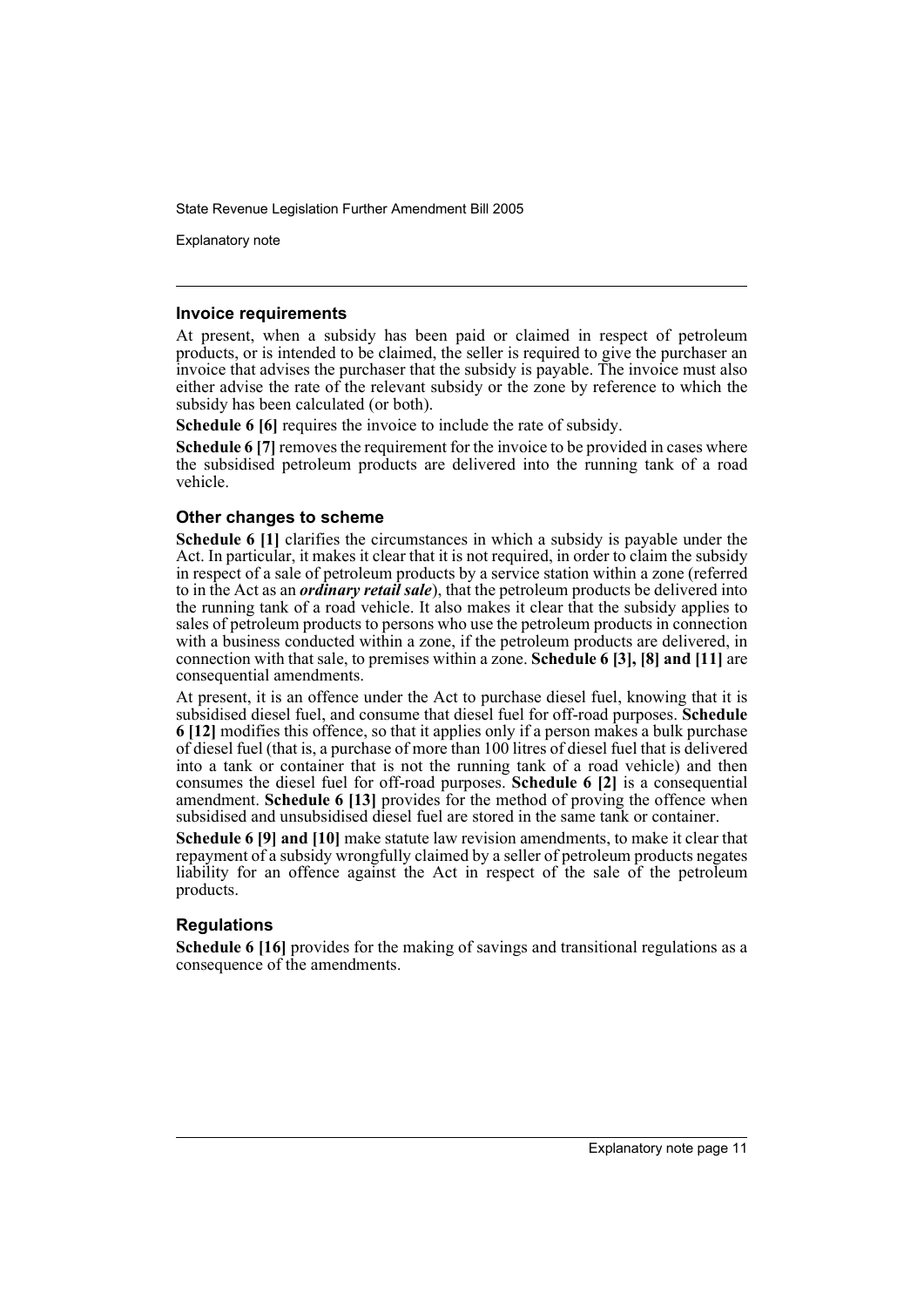### Invoice requirements

At present, when a subsidy has been paid or claimed in respect of petroleum products, or is intended to be claimed, the seller is required to give the purchaser an invoice that advises the purchaser that the subsidy is payable. The invoice must also either advise the rate of the relevant subsidy or the zone by reference to which the subsidy has been calculated (or both).

**Schedule 6 [6]** requires the invoice to include the rate of subsidy.

**Schedule 6 [7]** removes the requirement for the invoice to be provided in cases where the subsidised petroleum products are delivered into the running tank of a road vehicle.

### Other changes to scheme

**Schedule 6 [1]** clarifies the circumstances in which a subsidy is payable under the Act. In particular, it makes it clear that it is not required, in order to claim the subsidy in respect of a sale of petroleum products by a service station within a zone (referred to in the Act as an ***ordinary retail sale***), that the petroleum products be delivered into the running tank of a road vehicle. It also makes it clear that the subsidy applies to sales of petroleum products to persons who use the petroleum products in connection with a business conducted within a zone, if the petroleum products are delivered, in connection with that sale, to premises within a zone. **Schedule 6 [3], [8] and [11]** are consequential amendments.

At present, it is an offence under the Act to purchase diesel fuel, knowing that it is subsidised diesel fuel, and consume that diesel fuel for off-road purposes. **Schedule 6 [12]** modifies this offence, so that it applies only if a person makes a bulk purchase of diesel fuel (that is, a purchase of more than 100 litres of diesel fuel that is delivered into a tank or container that is not the running tank of a road vehicle) and then consumes the diesel fuel for off-road purposes. **Schedule 6 [2]** is a consequential amendment. **Schedule 6 [13]** provides for the method of proving the offence when subsidised and unsubsidised diesel fuel are stored in the same tank or container.

**Schedule 6 [9] and [10]** make statute law revision amendments, to make it clear that repayment of a subsidy wrongfully claimed by a seller of petroleum products negates liability for an offence against the Act in respect of the sale of the petroleum products.

### Regulations

**Schedule 6 [16]** provides for the making of savings and transitional regulations as a consequence of the amendments.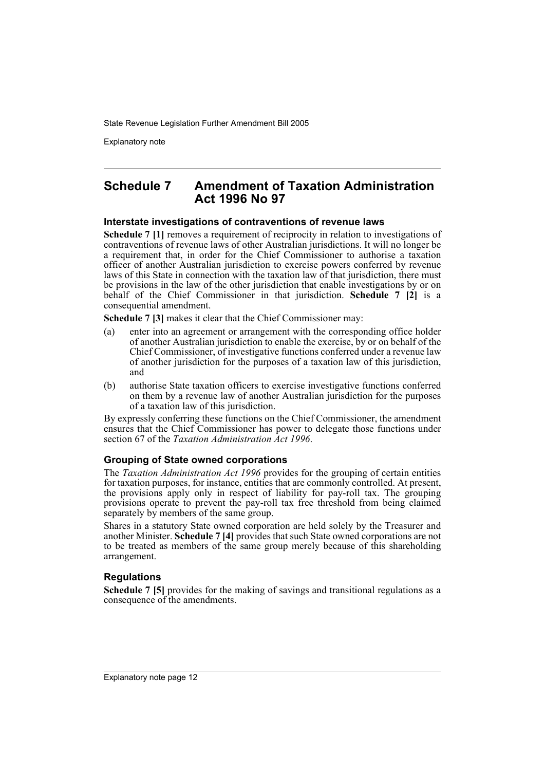## Schedule 7 Amendment of Taxation Administration Act 1996 No 97

### Interstate investigations of contraventions of revenue laws

**Schedule 7 [1]** removes a requirement of reciprocity in relation to investigations of contraventions of revenue laws of other Australian jurisdictions. It will no longer be a requirement that, in order for the Chief Commissioner to authorise a taxation officer of another Australian jurisdiction to exercise powers conferred by revenue laws of this State in connection with the taxation law of that jurisdiction, there must be provisions in the law of the other jurisdiction that enable investigations by or on behalf of the Chief Commissioner in that jurisdiction. **Schedule 7 [2]** is a consequential amendment.

**Schedule 7 [3]** makes it clear that the Chief Commissioner may:

(a) enter into an agreement or arrangement with the corresponding office holder of another Australian jurisdiction to enable the exercise, by or on behalf of the Chief Commissioner, of investigative functions conferred under a revenue law of another jurisdiction for the purposes of a taxation law of this jurisdiction, and

(b) authorise State taxation officers to exercise investigative functions conferred on them by a revenue law of another Australian jurisdiction for the purposes of a taxation law of this jurisdiction.

By expressly conferring these functions on the Chief Commissioner, the amendment ensures that the Chief Commissioner has power to delegate those functions under section 67 of the *Taxation Administration Act 1996*.

### Grouping of State owned corporations

The *Taxation Administration Act 1996* provides for the grouping of certain entities for taxation purposes, for instance, entities that are commonly controlled. At present, the provisions apply only in respect of liability for pay-roll tax. The grouping provisions operate to prevent the pay-roll tax free threshold from being claimed separately by members of the same group.

Shares in a statutory State owned corporation are held solely by the Treasurer and another Minister. **Schedule 7 [4]** provides that such State owned corporations are not to be treated as members of the same group merely because of this shareholding arrangement.

### Regulations

**Schedule 7 [5]** provides for the making of savings and transitional regulations as a consequence of the amendments.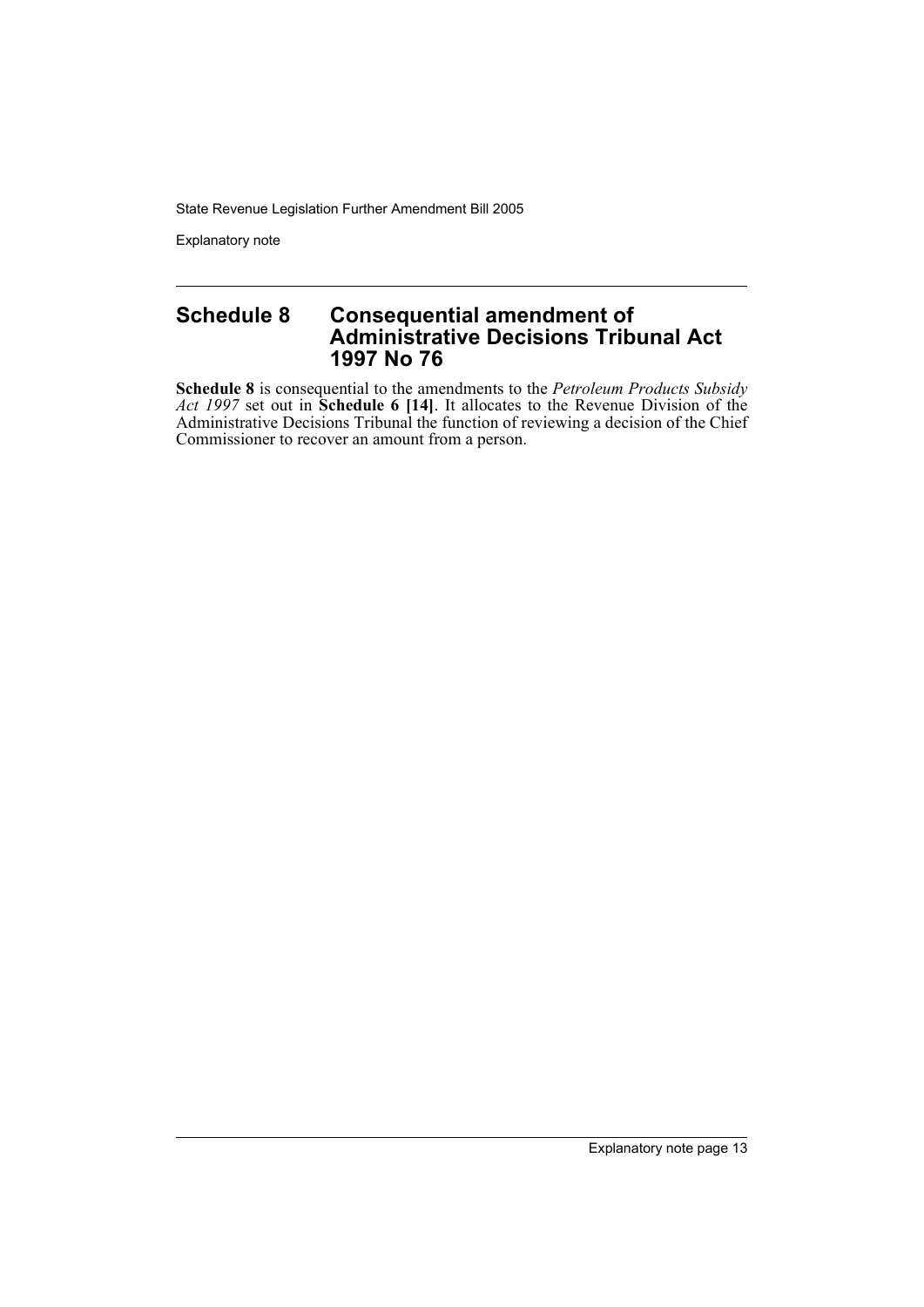## Schedule 8 Consequential amendment of Administrative Decisions Tribunal Act 1997 No 76

**Schedule 8** is consequential to the amendments to the *Petroleum Products Subsidy Act 1997* set out in **Schedule 6 [14]**. It allocates to the Revenue Division of the Administrative Decisions Tribunal the function of reviewing a decision of the Chief Commissioner to recover an amount from a person.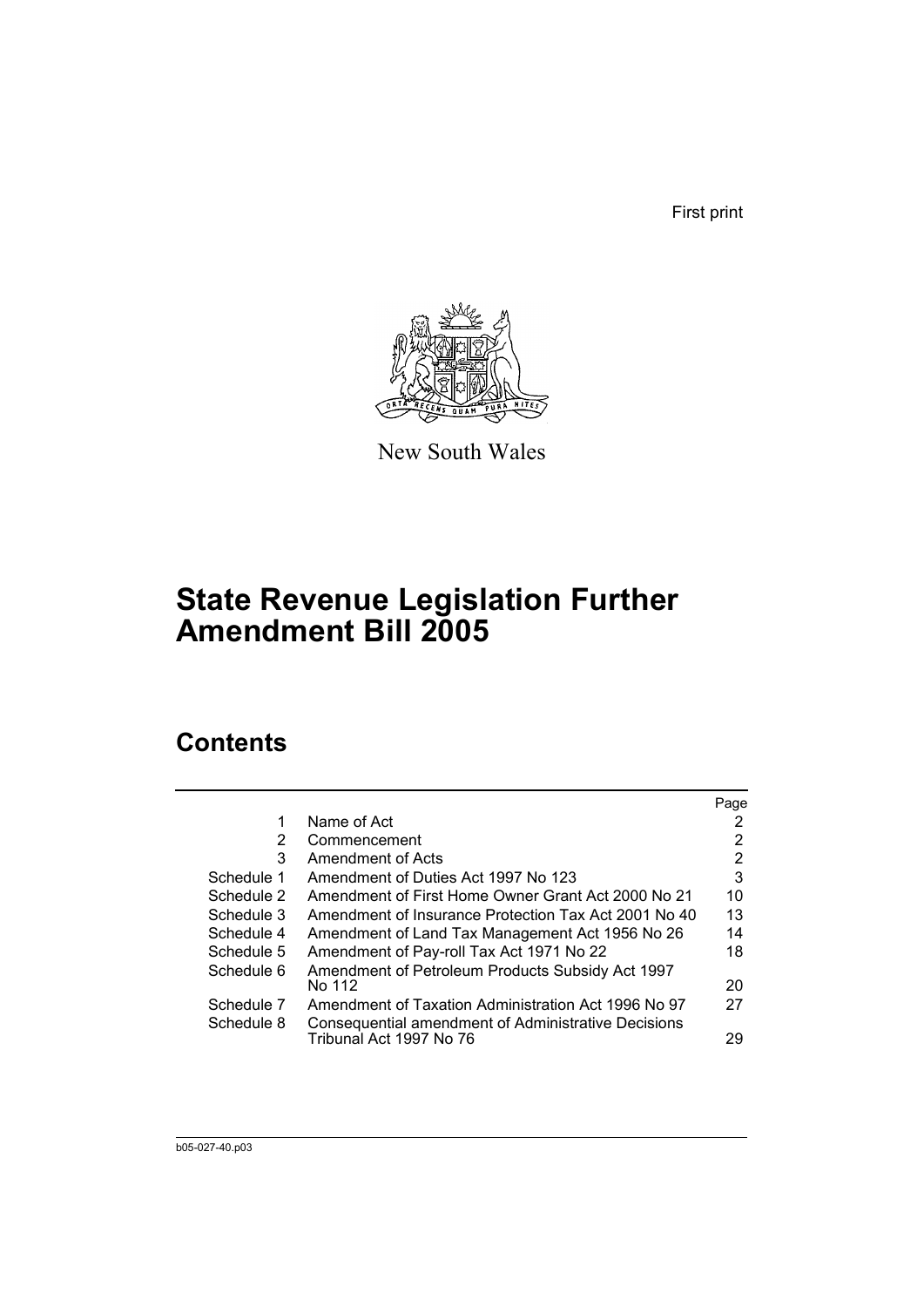First print

New South Wales

# State Revenue Legislation Further Amendment Bill 2005

## Contents

| | | Page |
|---|---|---|
| 1 | Name of Act | 2 |
| 2 | Commencement | 2 |
| 3 | Amendment of Acts | 2 |
| Schedule 1 | Amendment of Duties Act 1997 No 123 | 3 |
| Schedule 2 | Amendment of First Home Owner Grant Act 2000 No 21 | 10 |
| Schedule 3 | Amendment of Insurance Protection Tax Act 2001 No 40 | 13 |
| Schedule 4 | Amendment of Land Tax Management Act 1956 No 26 | 14 |
| Schedule 5 | Amendment of Pay-roll Tax Act 1971 No 22 | 18 |
| Schedule 6 | Amendment of Petroleum Products Subsidy Act 1997 No 112 | 20 |
| Schedule 7 | Amendment of Taxation Administration Act 1996 No 97 | 27 |
| Schedule 8 | Consequential amendment of Administrative Decisions Tribunal Act 1997 No 76 | 29 |

b05-027-40.p03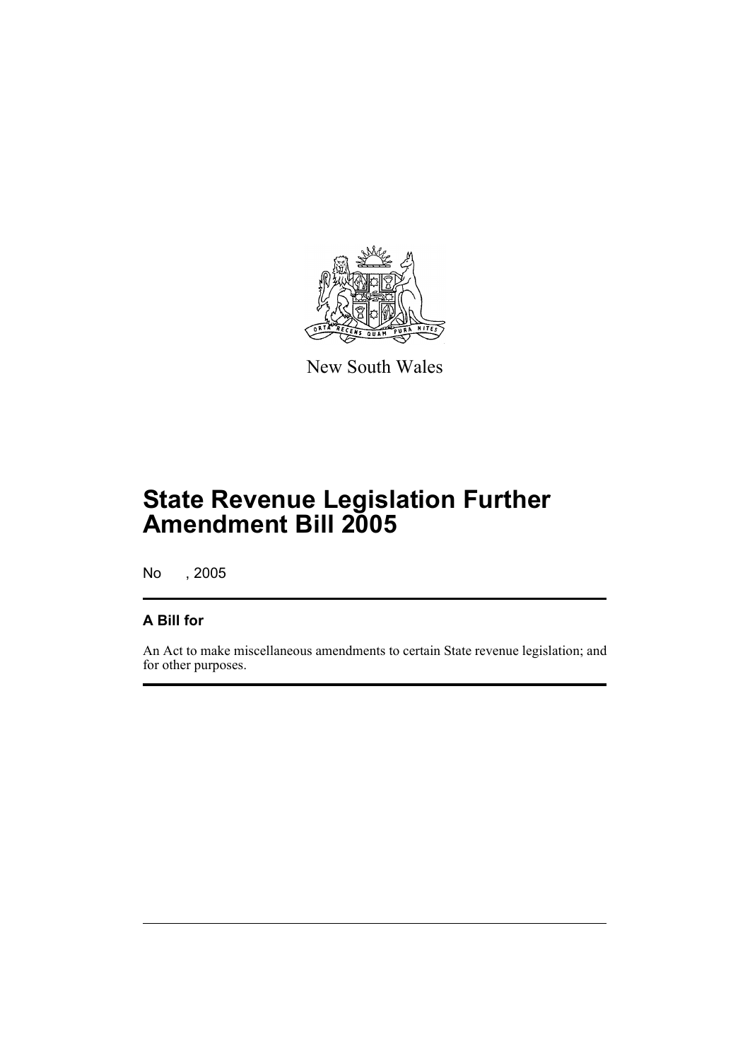New South Wales

# State Revenue Legislation Further Amendment Bill 2005

No , 2005

## A Bill for

An Act to make miscellaneous amendments to certain State revenue legislation; and for other purposes.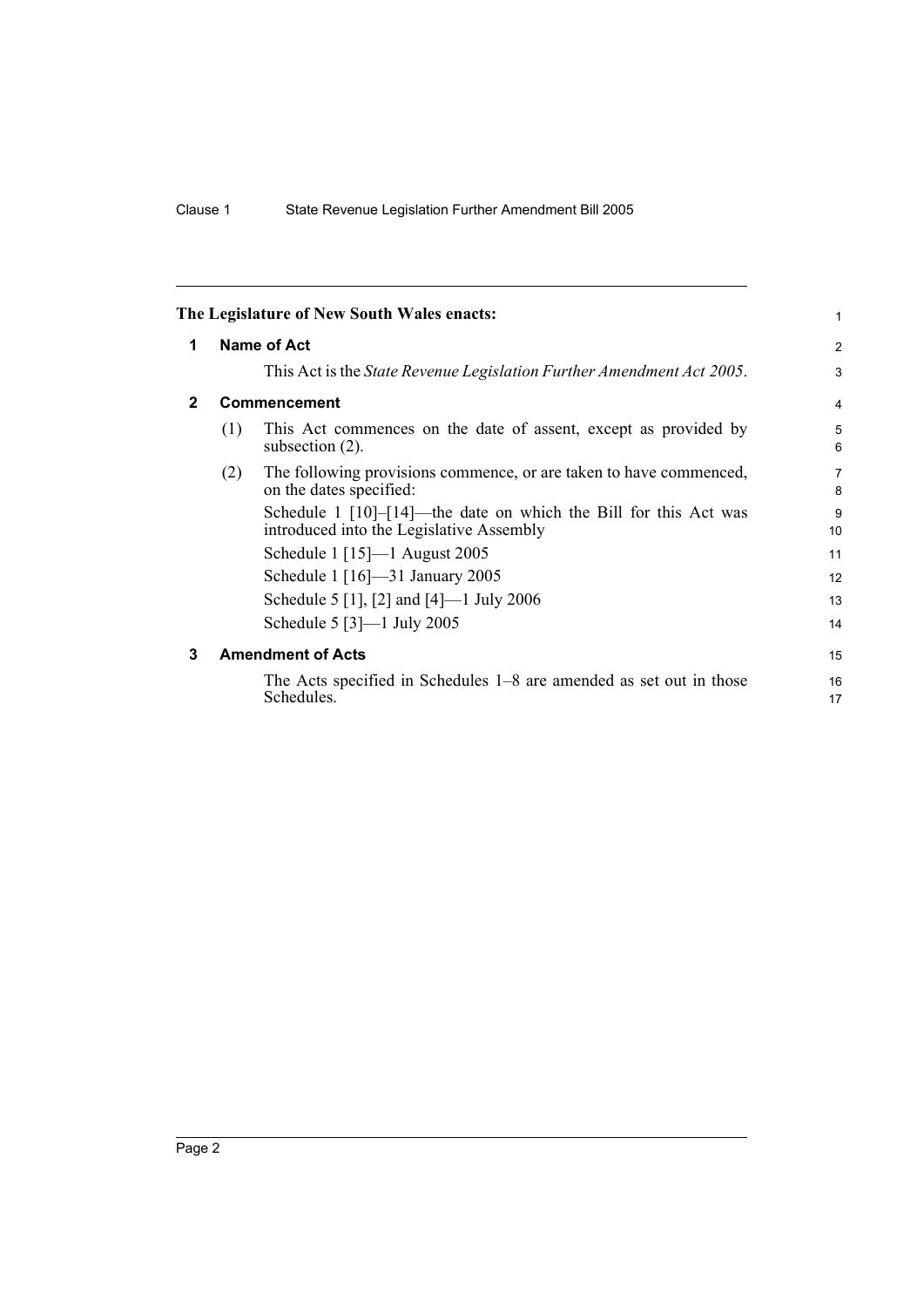**The Legislature of New South Wales enacts:**

## 1 Name of Act

This Act is the *State Revenue Legislation Further Amendment Act 2005*.

## 2 Commencement

(1) This Act commences on the date of assent, except as provided by subsection (2).

(2) The following provisions commence, or are taken to have commenced, on the dates specified:

Schedule 1 [10]–[14]—the date on which the Bill for this Act was introduced into the Legislative Assembly

Schedule 1 [15]—1 August 2005

Schedule 1 [16]—31 January 2005

Schedule 5 [1], [2] and [4]—1 July 2006

Schedule 5 [3]—1 July 2005

## 3 Amendment of Acts

The Acts specified in Schedules 1–8 are amended as set out in those Schedules.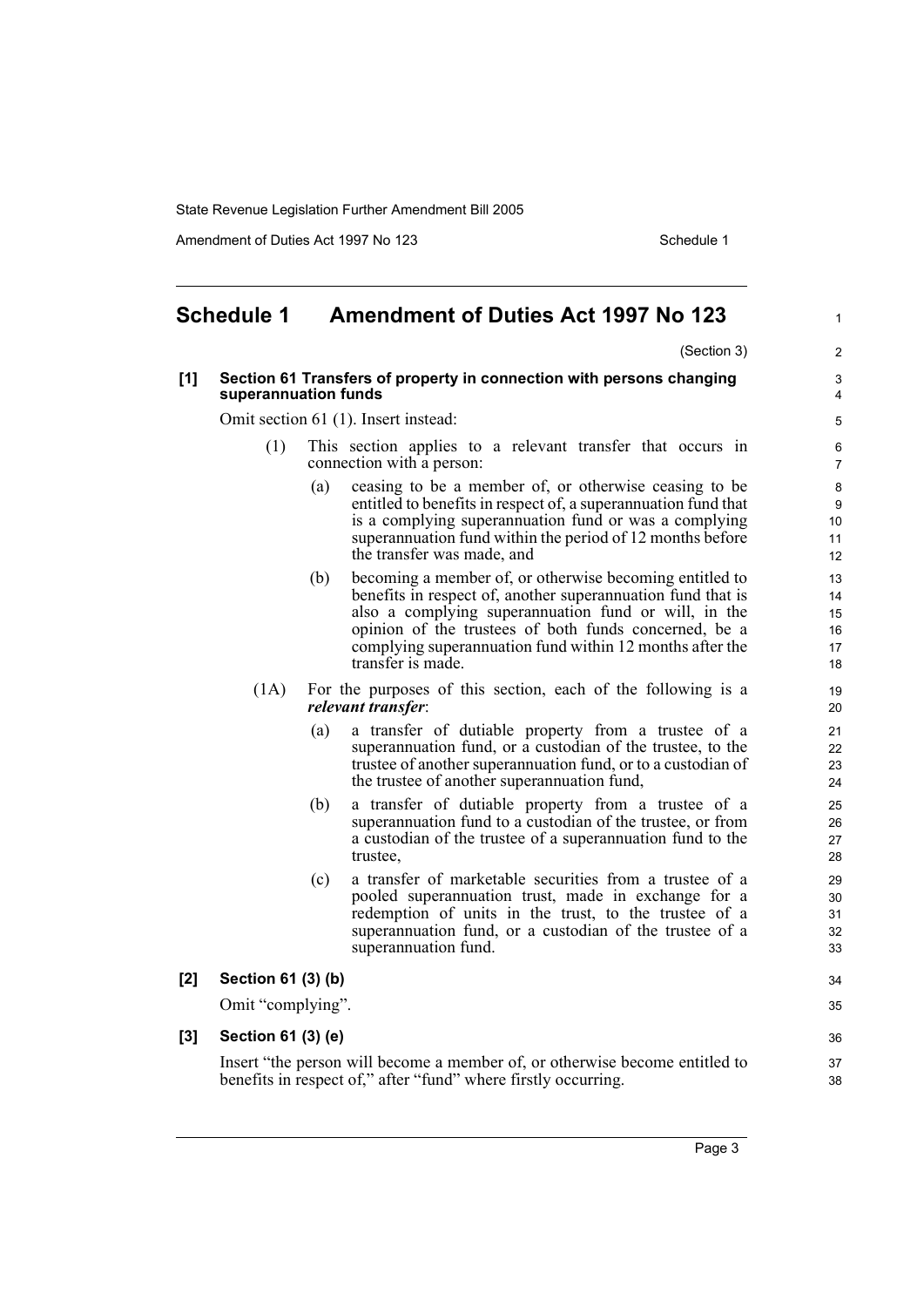## Schedule 1 Amendment of Duties Act 1997 No 123

(Section 3)

**[1] Section 61 Transfers of property in connection with persons changing superannuation funds**

Omit section 61 (1). Insert instead:

(1) This section applies to a relevant transfer that occurs in connection with a person:

(a) ceasing to be a member of, or otherwise ceasing to be entitled to benefits in respect of, a superannuation fund that is a complying superannuation fund or was a complying superannuation fund within the period of 12 months before the transfer was made, and

(b) becoming a member of, or otherwise becoming entitled to benefits in respect of, another superannuation fund that is also a complying superannuation fund or will, in the opinion of the trustees of both funds concerned, be a complying superannuation fund within 12 months after the transfer is made.

(1A) For the purposes of this section, each of the following is a ***relevant transfer***:

(a) a transfer of dutiable property from a trustee of a superannuation fund, or a custodian of the trustee, to the trustee of another superannuation fund, or to a custodian of the trustee of another superannuation fund,

(b) a transfer of dutiable property from a trustee of a superannuation fund to a custodian of the trustee, or from a custodian of the trustee of a superannuation fund to the trustee,

(c) a transfer of marketable securities from a trustee of a pooled superannuation trust, made in exchange for a redemption of units in the trust, to the trustee of a superannuation fund, or a custodian of the trustee of a superannuation fund.

**[2] Section 61 (3) (b)**

Omit "complying".

**[3] Section 61 (3) (e)**

Insert "the person will become a member of, or otherwise become entitled to benefits in respect of," after "fund" where firstly occurring.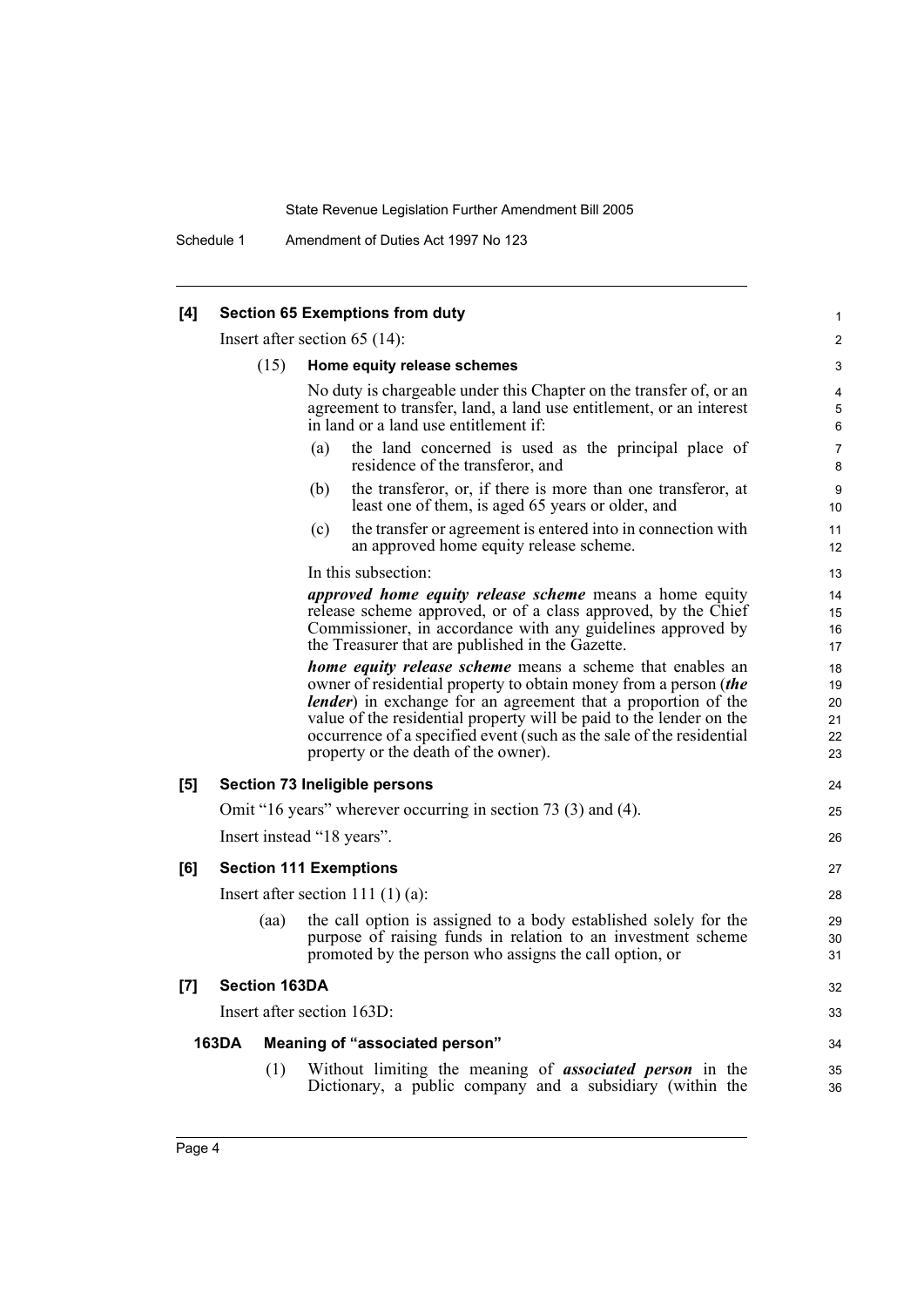**[4] Section 65 Exemptions from duty**

Insert after section 65 (14):

(15) **Home equity release schemes**

No duty is chargeable under this Chapter on the transfer of, or an agreement to transfer, land, a land use entitlement, or an interest in land or a land use entitlement if:

(a) the land concerned is used as the principal place of residence of the transferor, and

(b) the transferor, or, if there is more than one transferor, at least one of them, is aged 65 years or older, and

(c) the transfer or agreement is entered into in connection with an approved home equity release scheme.

In this subsection:

***approved home equity release scheme*** means a home equity release scheme approved, or of a class approved, by the Chief Commissioner, in accordance with any guidelines approved by the Treasurer that are published in the Gazette.

***home equity release scheme*** means a scheme that enables an owner of residential property to obtain money from a person (***the lender***) in exchange for an agreement that a proportion of the value of the residential property will be paid to the lender on the occurrence of a specified event (such as the sale of the residential property or the death of the owner).

**[5] Section 73 Ineligible persons**

Omit "16 years" wherever occurring in section 73 (3) and (4).

Insert instead "18 years".

**[6] Section 111 Exemptions**

Insert after section 111 (1) (a):

(aa) the call option is assigned to a body established solely for the purpose of raising funds in relation to an investment scheme promoted by the person who assigns the call option, or

**[7] Section 163DA**

Insert after section 163D:

**163DA Meaning of "associated person"**

(1) Without limiting the meaning of ***associated person*** in the Dictionary, a public company and a subsidiary (within the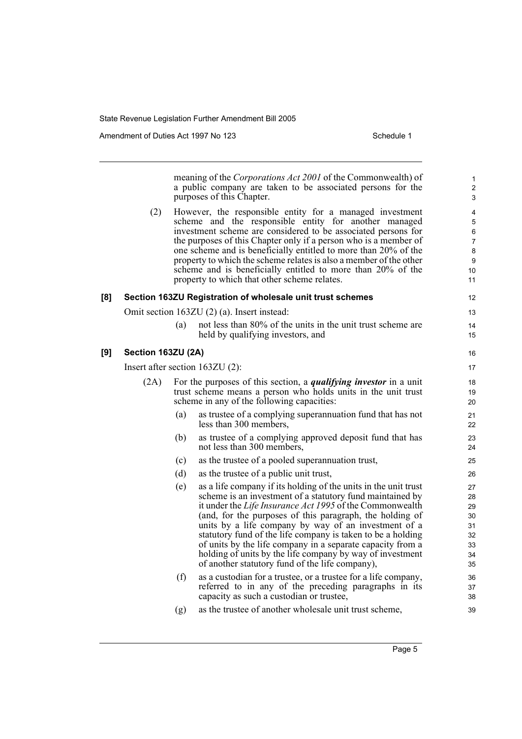meaning of the *Corporations Act 2001* of the Commonwealth) of a public company are taken to be associated persons for the purposes of this Chapter.

(2) However, the responsible entity for a managed investment scheme and the responsible entity for another managed investment scheme are considered to be associated persons for the purposes of this Chapter only if a person who is a member of one scheme and is beneficially entitled to more than 20% of the property to which the scheme relates is also a member of the other scheme and is beneficially entitled to more than 20% of the property to which that other scheme relates.

### [8] Section 163ZU Registration of wholesale unit trust schemes

Omit section 163ZU (2) (a). Insert instead:

(a) not less than 80% of the units in the unit trust scheme are held by qualifying investors, and

### [9] Section 163ZU (2A)

Insert after section 163ZU (2):

(2A) For the purposes of this section, a ***qualifying investor*** in a unit trust scheme means a person who holds units in the unit trust scheme in any of the following capacities:

(a) as trustee of a complying superannuation fund that has not less than 300 members,

(b) as trustee of a complying approved deposit fund that has not less than 300 members,

(c) as the trustee of a pooled superannuation trust,

(d) as the trustee of a public unit trust,

(e) as a life company if its holding of the units in the unit trust scheme is an investment of a statutory fund maintained by it under the *Life Insurance Act 1995* of the Commonwealth (and, for the purposes of this paragraph, the holding of units by a life company by way of an investment of a statutory fund of the life company is taken to be a holding of units by the life company in a separate capacity from a holding of units by the life company by way of investment of another statutory fund of the life company),

(f) as a custodian for a trustee, or a trustee for a life company, referred to in any of the preceding paragraphs in its capacity as such a custodian or trustee,

(g) as the trustee of another wholesale unit trust scheme,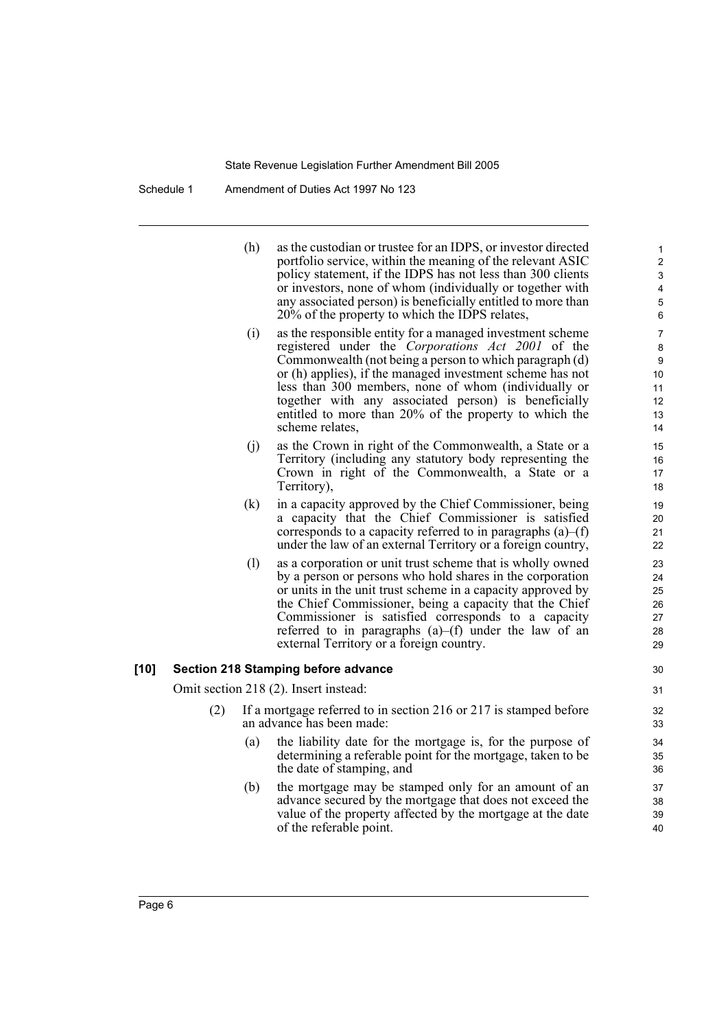(h) as the custodian or trustee for an IDPS, or investor directed portfolio service, within the meaning of the relevant ASIC policy statement, if the IDPS has not less than 300 clients or investors, none of whom (individually or together with any associated person) is beneficially entitled to more than 20% of the property to which the IDPS relates,

(i) as the responsible entity for a managed investment scheme registered under the *Corporations Act 2001* of the Commonwealth (not being a person to which paragraph (d) or (h) applies), if the managed investment scheme has not less than 300 members, none of whom (individually or together with any associated person) is beneficially entitled to more than 20% of the property to which the scheme relates,

(j) as the Crown in right of the Commonwealth, a State or a Territory (including any statutory body representing the Crown in right of the Commonwealth, a State or a Territory),

(k) in a capacity approved by the Chief Commissioner, being a capacity that the Chief Commissioner is satisfied corresponds to a capacity referred to in paragraphs (a)–(f) under the law of an external Territory or a foreign country,

(l) as a corporation or unit trust scheme that is wholly owned by a person or persons who hold shares in the corporation or units in the unit trust scheme in a capacity approved by the Chief Commissioner, being a capacity that the Chief Commissioner is satisfied corresponds to a capacity referred to in paragraphs (a)–(f) under the law of an external Territory or a foreign country.

**[10] Section 218 Stamping before advance**

Omit section 218 (2). Insert instead:

(2) If a mortgage referred to in section 216 or 217 is stamped before an advance has been made:

(a) the liability date for the mortgage is, for the purpose of determining a referable point for the mortgage, taken to be the date of stamping, and

(b) the mortgage may be stamped only for an amount of an advance secured by the mortgage that does not exceed the value of the property affected by the mortgage at the date of the referable point.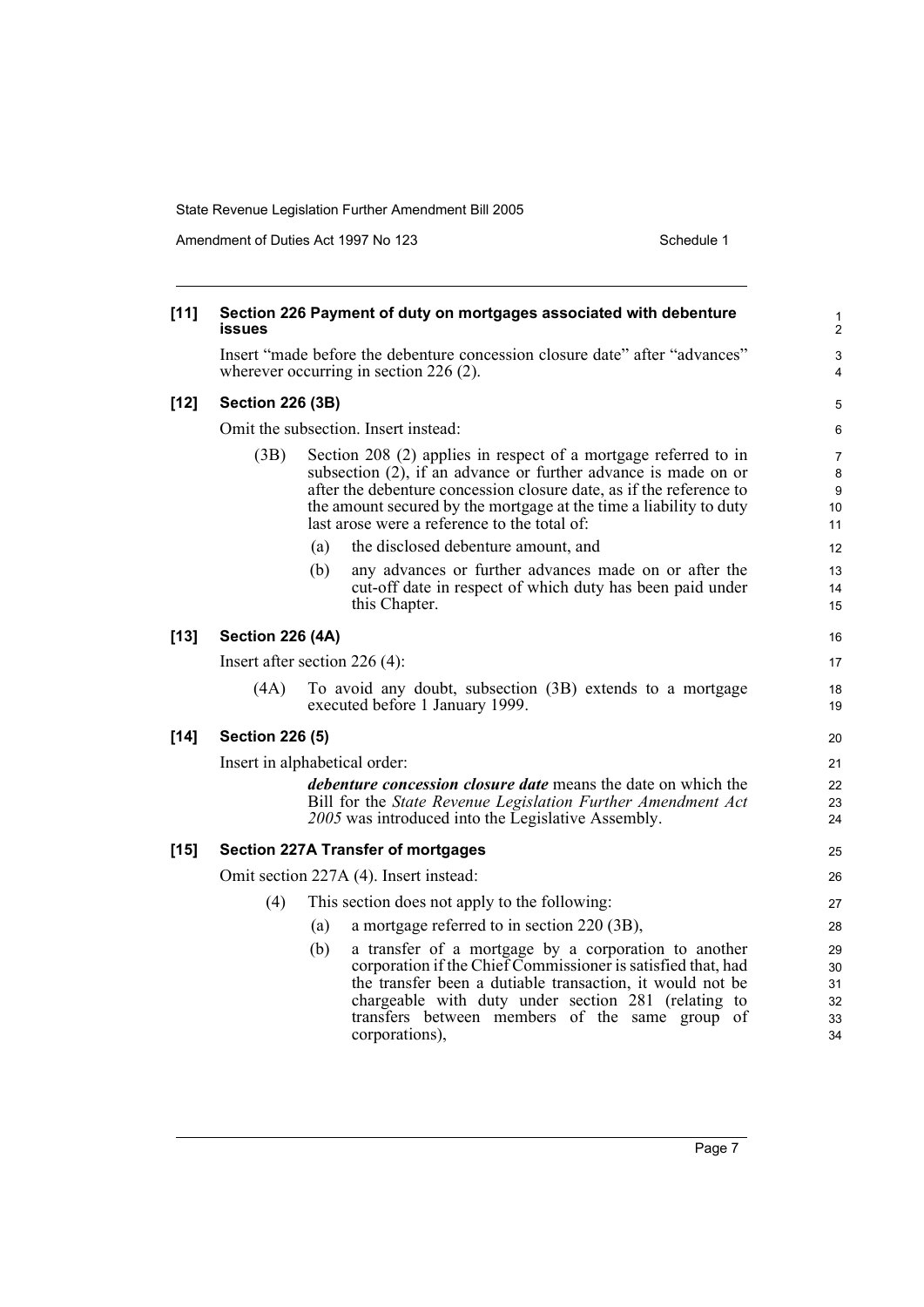**[11] Section 226 Payment of duty on mortgages associated with debenture issues**

Insert "made before the debenture concession closure date" after "advances" wherever occurring in section 226 (2).

**[12] Section 226 (3B)**

Omit the subsection. Insert instead:

(3B) Section 208 (2) applies in respect of a mortgage referred to in subsection (2), if an advance or further advance is made on or after the debenture concession closure date, as if the reference to the amount secured by the mortgage at the time a liability to duty last arose were a reference to the total of:

(a) the disclosed debenture amount, and

(b) any advances or further advances made on or after the cut-off date in respect of which duty has been paid under this Chapter.

**[13] Section 226 (4A)**

Insert after section 226 (4):

(4A) To avoid any doubt, subsection (3B) extends to a mortgage executed before 1 January 1999.

**[14] Section 226 (5)**

Insert in alphabetical order:

***debenture concession closure date*** means the date on which the Bill for the *State Revenue Legislation Further Amendment Act 2005* was introduced into the Legislative Assembly.

**[15] Section 227A Transfer of mortgages**

Omit section 227A (4). Insert instead:

(4) This section does not apply to the following:

(a) a mortgage referred to in section 220 (3B),

(b) a transfer of a mortgage by a corporation to another corporation if the Chief Commissioner is satisfied that, had the transfer been a dutiable transaction, it would not be chargeable with duty under section 281 (relating to transfers between members of the same group of corporations),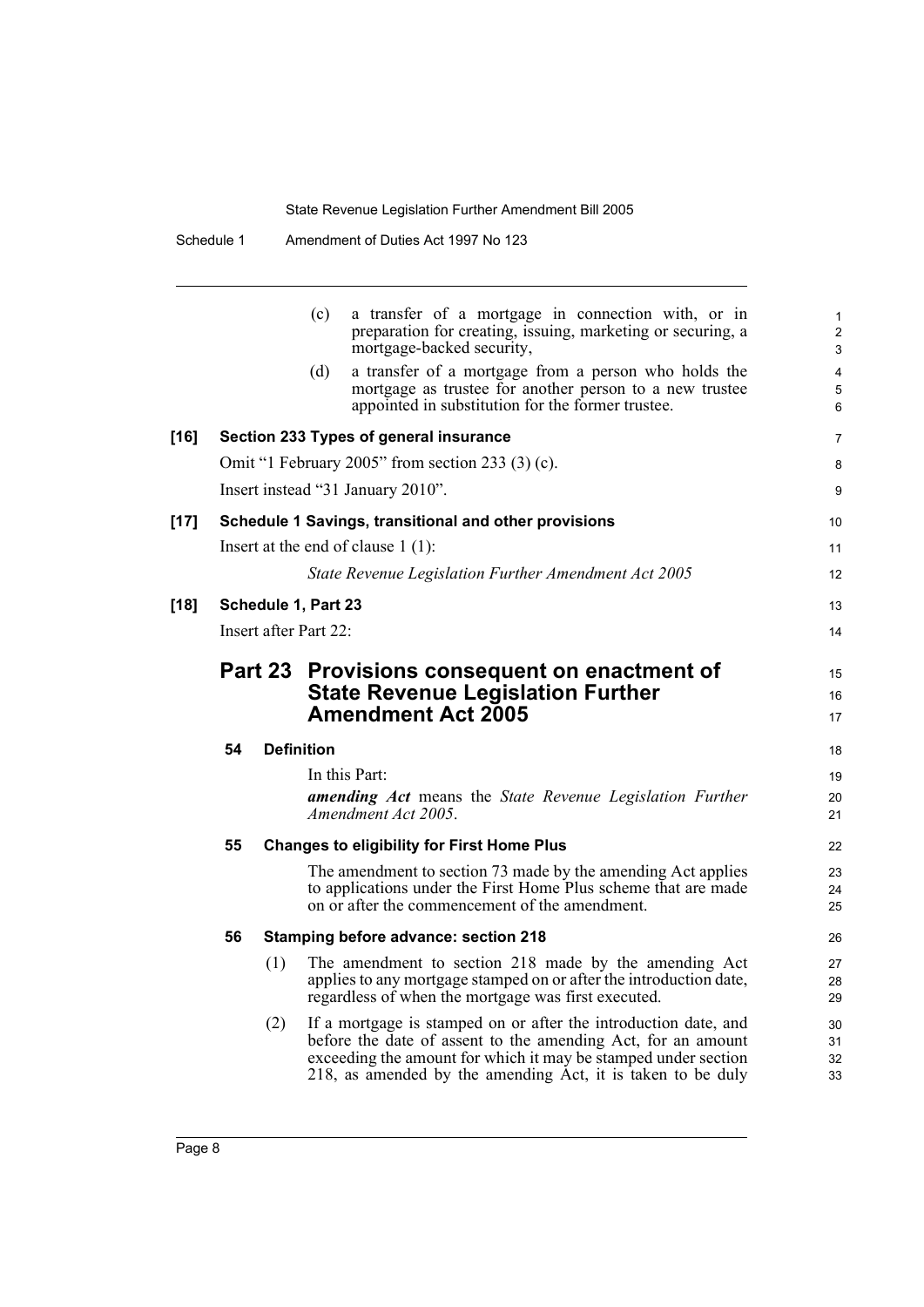(c) a transfer of a mortgage in connection with, or in preparation for creating, issuing, marketing or securing, a mortgage-backed security,

(d) a transfer of a mortgage from a person who holds the mortgage as trustee for another person to a new trustee appointed in substitution for the former trustee.

**[16] Section 233 Types of general insurance**

Omit "1 February 2005" from section 233 (3) (c).

Insert instead "31 January 2010".

**[17] Schedule 1 Savings, transitional and other provisions**

Insert at the end of clause 1 (1):

*State Revenue Legislation Further Amendment Act 2005*

**[18] Schedule 1, Part 23**

Insert after Part 22:

## Part 23 Provisions consequent on enactment of State Revenue Legislation Further Amendment Act 2005

**54 Definition**

In this Part:

***amending Act*** means the *State Revenue Legislation Further Amendment Act 2005*.

**55 Changes to eligibility for First Home Plus**

The amendment to section 73 made by the amending Act applies to applications under the First Home Plus scheme that are made on or after the commencement of the amendment.

**56 Stamping before advance: section 218**

(1) The amendment to section 218 made by the amending Act applies to any mortgage stamped on or after the introduction date, regardless of when the mortgage was first executed.

(2) If a mortgage is stamped on or after the introduction date, and before the date of assent to the amending Act, for an amount exceeding the amount for which it may be stamped under section 218, as amended by the amending Act, it is taken to be duly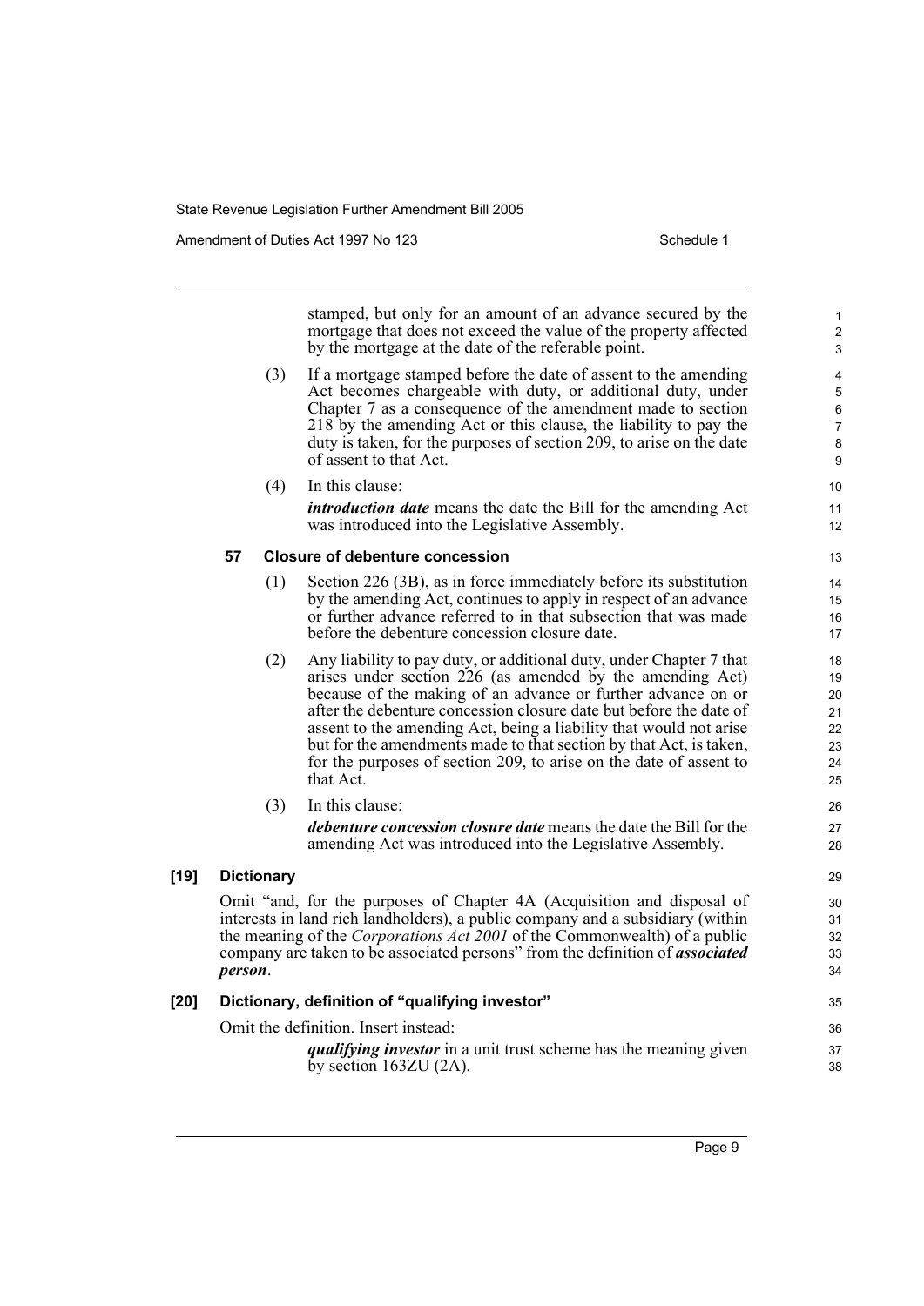stamped, but only for an amount of an advance secured by the mortgage that does not exceed the value of the property affected by the mortgage at the date of the referable point.

(3) If a mortgage stamped before the date of assent to the amending Act becomes chargeable with duty, or additional duty, under Chapter 7 as a consequence of the amendment made to section 218 by the amending Act or this clause, the liability to pay the duty is taken, for the purposes of section 209, to arise on the date of assent to that Act.

(4) In this clause:

***introduction date*** means the date the Bill for the amending Act was introduced into the Legislative Assembly.

**57 Closure of debenture concession**

(1) Section 226 (3B), as in force immediately before its substitution by the amending Act, continues to apply in respect of an advance or further advance referred to in that subsection that was made before the debenture concession closure date.

(2) Any liability to pay duty, or additional duty, under Chapter 7 that arises under section 226 (as amended by the amending Act) because of the making of an advance or further advance on or after the debenture concession closure date but before the date of assent to the amending Act, being a liability that would not arise but for the amendments made to that section by that Act, is taken, for the purposes of section 209, to arise on the date of assent to that Act.

(3) In this clause:

***debenture concession closure date*** means the date the Bill for the amending Act was introduced into the Legislative Assembly.

**[19] Dictionary**

Omit "and, for the purposes of Chapter 4A (Acquisition and disposal of interests in land rich landholders), a public company and a subsidiary (within the meaning of the *Corporations Act 2001* of the Commonwealth) of a public company are taken to be associated persons" from the definition of ***associated person***.

**[20] Dictionary, definition of "qualifying investor"**

Omit the definition. Insert instead:

***qualifying investor*** in a unit trust scheme has the meaning given by section 163ZU (2A).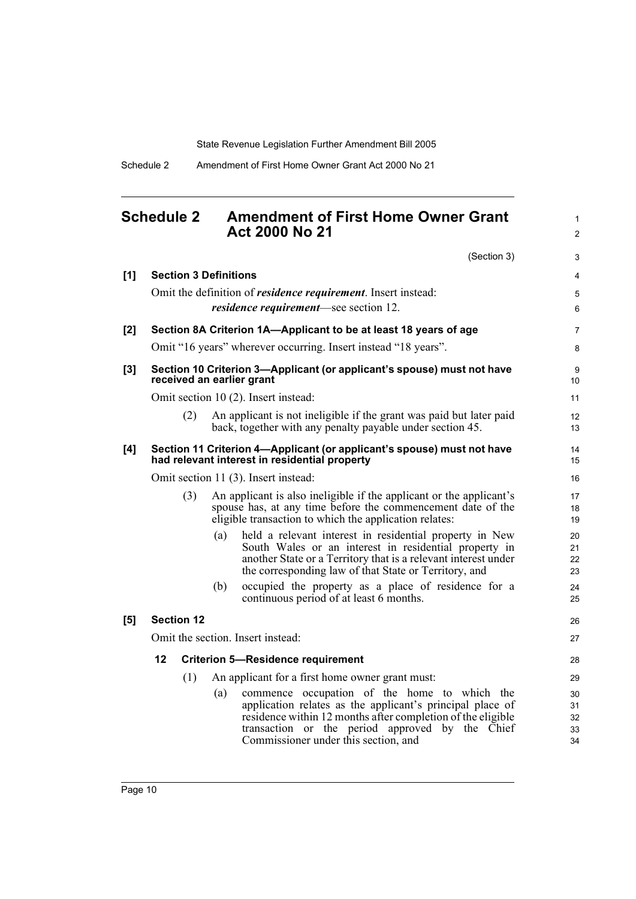## Schedule 2 Amendment of First Home Owner Grant Act 2000 No 21

(Section 3)

**[1] Section 3 Definitions**

Omit the definition of ***residence requirement***. Insert instead:

***residence requirement***—see section 12.

**[2] Section 8A Criterion 1A—Applicant to be at least 18 years of age**

Omit "16 years" wherever occurring. Insert instead "18 years".

**[3] Section 10 Criterion 3—Applicant (or applicant's spouse) must not have received an earlier grant**

Omit section 10 (2). Insert instead:

(2) An applicant is not ineligible if the grant was paid but later paid back, together with any penalty payable under section 45.

**[4] Section 11 Criterion 4—Applicant (or applicant's spouse) must not have had relevant interest in residential property**

Omit section 11 (3). Insert instead:

(3) An applicant is also ineligible if the applicant or the applicant's spouse has, at any time before the commencement date of the eligible transaction to which the application relates:

(a) held a relevant interest in residential property in New South Wales or an interest in residential property in another State or a Territory that is a relevant interest under the corresponding law of that State or Territory, and

(b) occupied the property as a place of residence for a continuous period of at least 6 months.

**[5] Section 12**

Omit the section. Insert instead:

**12 Criterion 5—Residence requirement**

(1) An applicant for a first home owner grant must:

(a) commence occupation of the home to which the application relates as the applicant's principal place of residence within 12 months after completion of the eligible transaction or the period approved by the Chief Commissioner under this section, and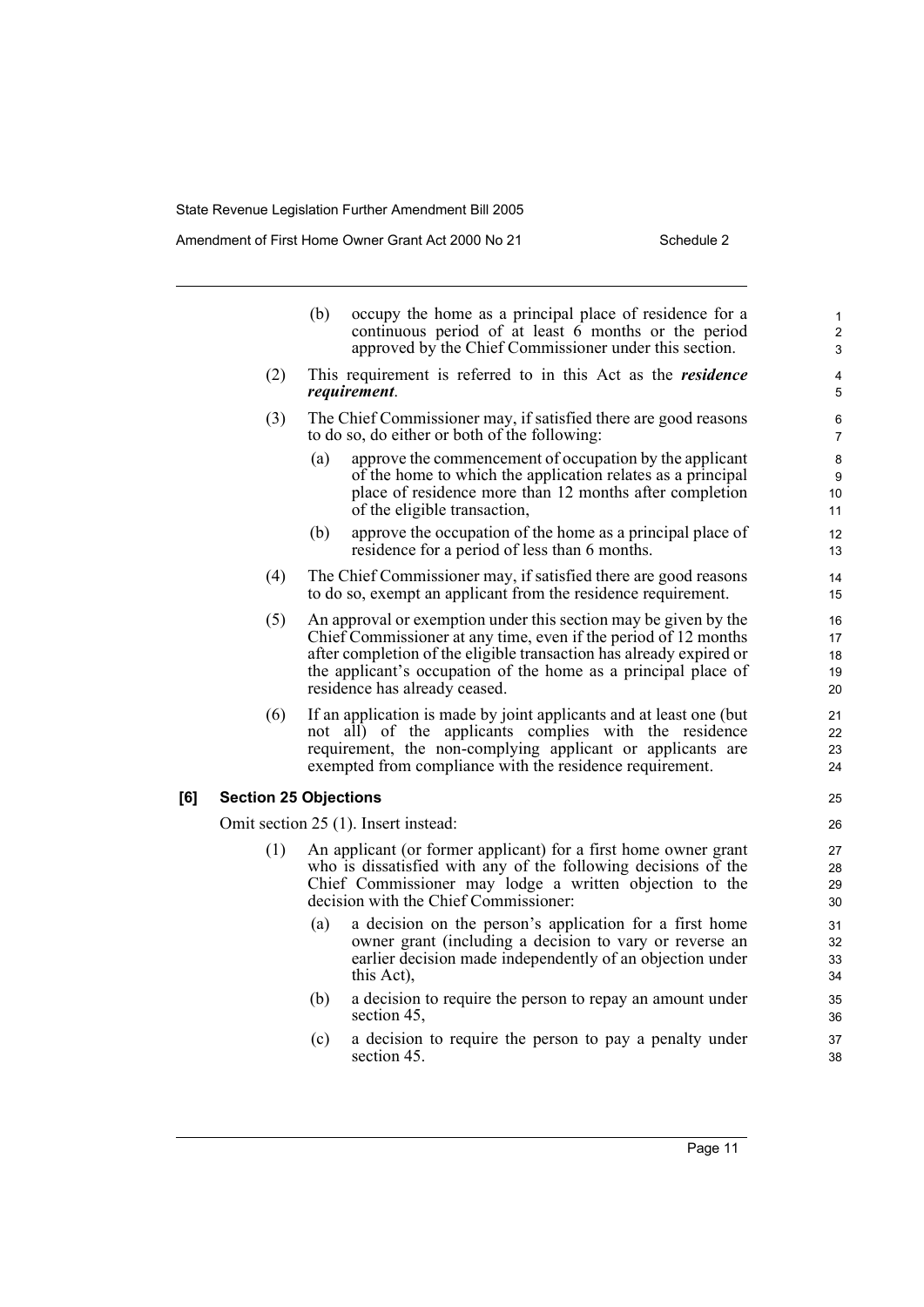(b) occupy the home as a principal place of residence for a continuous period of at least 6 months or the period approved by the Chief Commissioner under this section.

(2) This requirement is referred to in this Act as the ***residence requirement***.

(3) The Chief Commissioner may, if satisfied there are good reasons to do so, do either or both of the following:

(a) approve the commencement of occupation by the applicant of the home to which the application relates as a principal place of residence more than 12 months after completion of the eligible transaction,

(b) approve the occupation of the home as a principal place of residence for a period of less than 6 months.

(4) The Chief Commissioner may, if satisfied there are good reasons to do so, exempt an applicant from the residence requirement.

(5) An approval or exemption under this section may be given by the Chief Commissioner at any time, even if the period of 12 months after completion of the eligible transaction has already expired or the applicant's occupation of the home as a principal place of residence has already ceased.

(6) If an application is made by joint applicants and at least one (but not all) of the applicants complies with the residence requirement, the non-complying applicant or applicants are exempted from compliance with the residence requirement.

**[6] Section 25 Objections**

Omit section 25 (1). Insert instead:

(1) An applicant (or former applicant) for a first home owner grant who is dissatisfied with any of the following decisions of the Chief Commissioner may lodge a written objection to the decision with the Chief Commissioner:

(a) a decision on the person's application for a first home owner grant (including a decision to vary or reverse an earlier decision made independently of an objection under this Act),

(b) a decision to require the person to repay an amount under section 45,

(c) a decision to require the person to pay a penalty under section 45.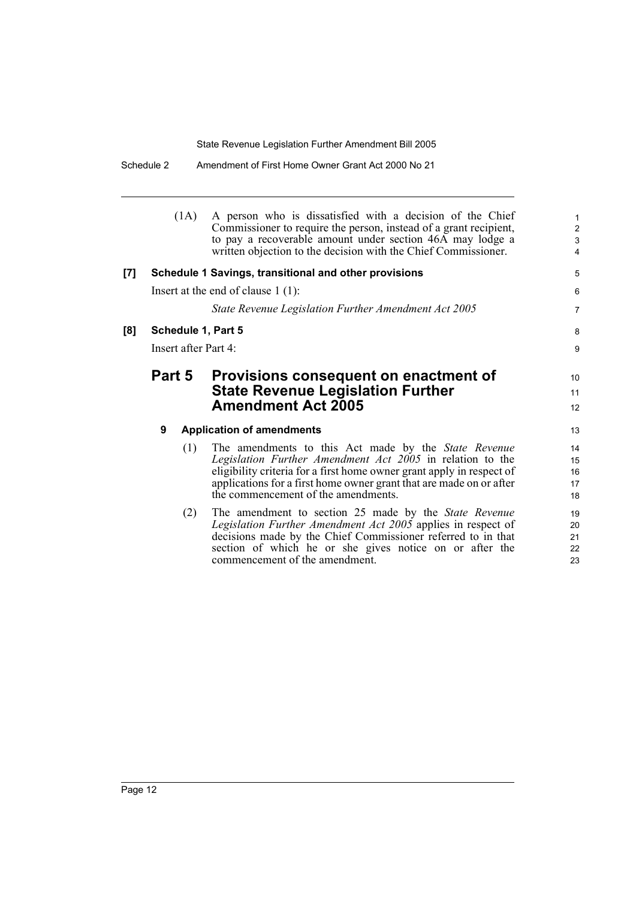(1A) A person who is dissatisfied with a decision of the Chief Commissioner to require the person, instead of a grant recipient, to pay a recoverable amount under section 46A may lodge a written objection to the decision with the Chief Commissioner.

**[7] Schedule 1 Savings, transitional and other provisions**

Insert at the end of clause 1 (1):

*State Revenue Legislation Further Amendment Act 2005*

**[8] Schedule 1, Part 5**

Insert after Part 4:

## Part 5 Provisions consequent on enactment of State Revenue Legislation Further Amendment Act 2005

### 9 Application of amendments

(1) The amendments to this Act made by the *State Revenue Legislation Further Amendment Act 2005* in relation to the eligibility criteria for a first home owner grant apply in respect of applications for a first home owner grant that are made on or after the commencement of the amendments.

(2) The amendment to section 25 made by the *State Revenue Legislation Further Amendment Act 2005* applies in respect of decisions made by the Chief Commissioner referred to in that section of which he or she gives notice on or after the commencement of the amendment.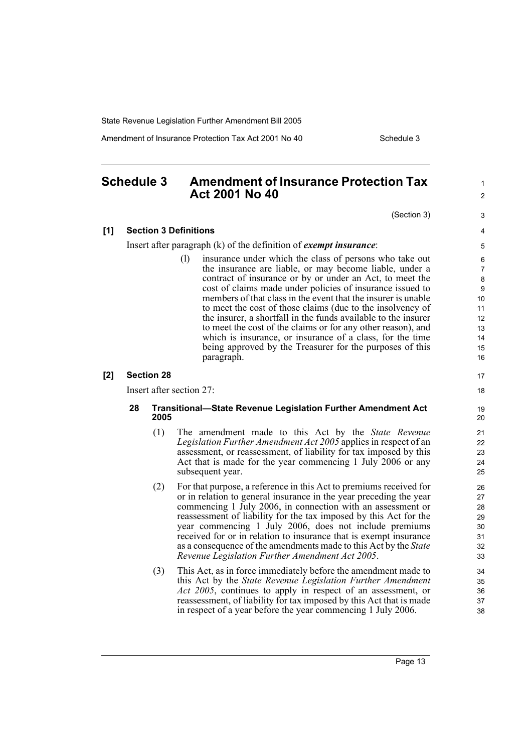## Schedule 3 Amendment of Insurance Protection Tax Act 2001 No 40

(Section 3)

**[1] Section 3 Definitions**

Insert after paragraph (k) of the definition of ***exempt insurance***:

> (l) insurance under which the class of persons who take out the insurance are liable, or may become liable, under a contract of insurance or by or under an Act, to meet the cost of claims made under policies of insurance issued to members of that class in the event that the insurer is unable to meet the cost of those claims (due to the insolvency of the insurer, a shortfall in the funds available to the insurer to meet the cost of the claims or for any other reason), and which is insurance, or insurance of a class, for the time being approved by the Treasurer for the purposes of this paragraph.

**[2] Section 28**

Insert after section 27:

> **28 Transitional—State Revenue Legislation Further Amendment Act 2005**
>
> (1) The amendment made to this Act by the *State Revenue Legislation Further Amendment Act 2005* applies in respect of an assessment, or reassessment, of liability for tax imposed by this Act that is made for the year commencing 1 July 2006 or any subsequent year.
>
> (2) For that purpose, a reference in this Act to premiums received for or in relation to general insurance in the year preceding the year commencing 1 July 2006, in connection with an assessment or reassessment of liability for the tax imposed by this Act for the year commencing 1 July 2006, does not include premiums received for or in relation to insurance that is exempt insurance as a consequence of the amendments made to this Act by the *State Revenue Legislation Further Amendment Act 2005*.
>
> (3) This Act, as in force immediately before the amendment made to this Act by the *State Revenue Legislation Further Amendment Act 2005*, continues to apply in respect of an assessment, or reassessment, of liability for tax imposed by this Act that is made in respect of a year before the year commencing 1 July 2006.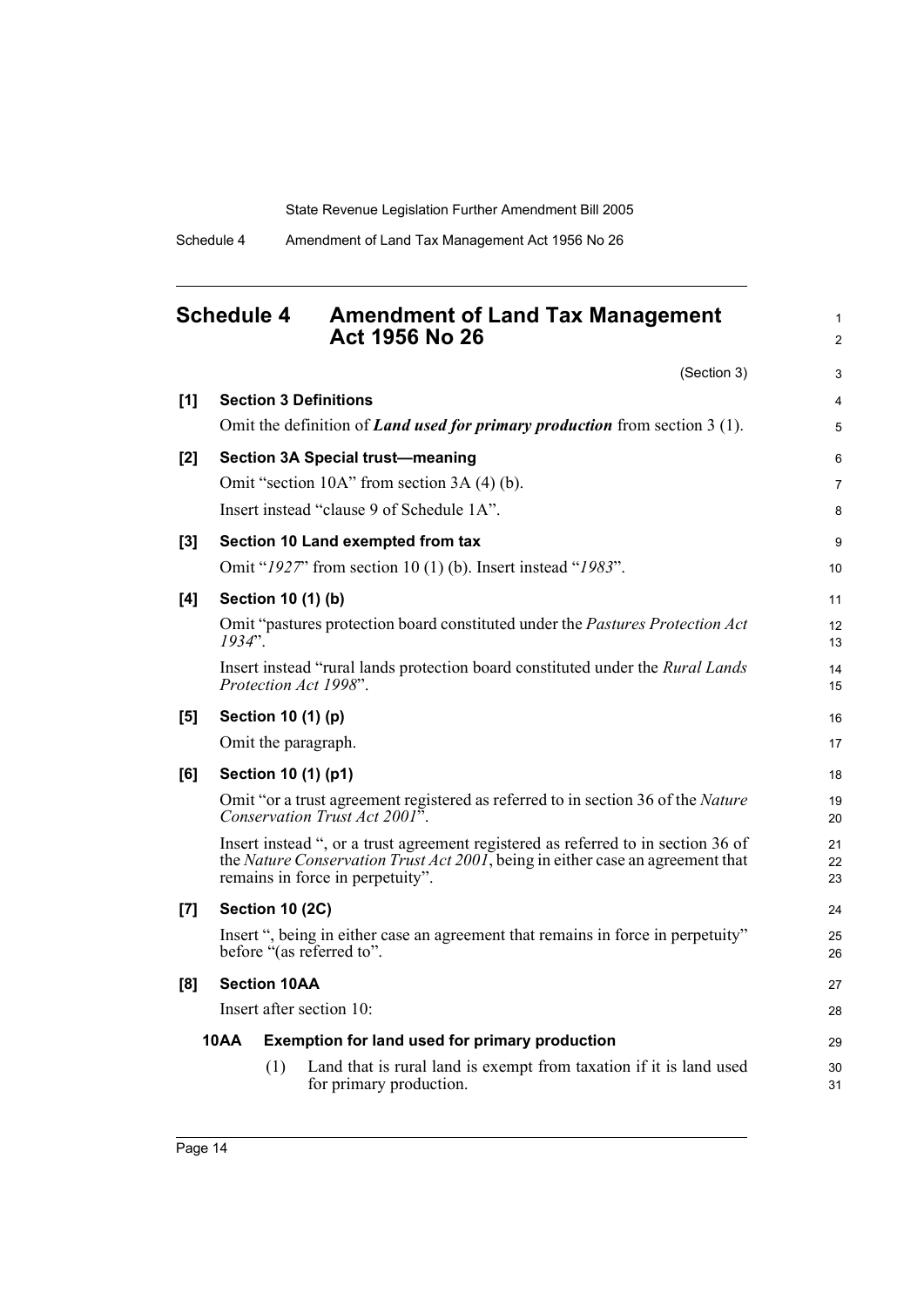## Schedule 4 Amendment of Land Tax Management Act 1956 No 26

(Section 3)

**[1] Section 3 Definitions**

Omit the definition of ***Land used for primary production*** from section 3 (1).

**[2] Section 3A Special trust—meaning**

Omit "section 10A" from section 3A (4) (b).

Insert instead "clause 9 of Schedule 1A".

**[3] Section 10 Land exempted from tax**

Omit "*1927*" from section 10 (1) (b). Insert instead "*1983*".

**[4] Section 10 (1) (b)**

Omit "pastures protection board constituted under the *Pastures Protection Act 1934*".

Insert instead "rural lands protection board constituted under the *Rural Lands Protection Act 1998*".

**[5] Section 10 (1) (p)**

Omit the paragraph.

**[6] Section 10 (1) (p1)**

Omit "or a trust agreement registered as referred to in section 36 of the *Nature Conservation Trust Act 2001*".

Insert instead ", or a trust agreement registered as referred to in section 36 of the *Nature Conservation Trust Act 2001*, being in either case an agreement that remains in force in perpetuity".

**[7] Section 10 (2C)**

Insert ", being in either case an agreement that remains in force in perpetuity" before "(as referred to".

**[8] Section 10AA**

Insert after section 10:

**10AA Exemption for land used for primary production**

(1) Land that is rural land is exempt from taxation if it is land used for primary production.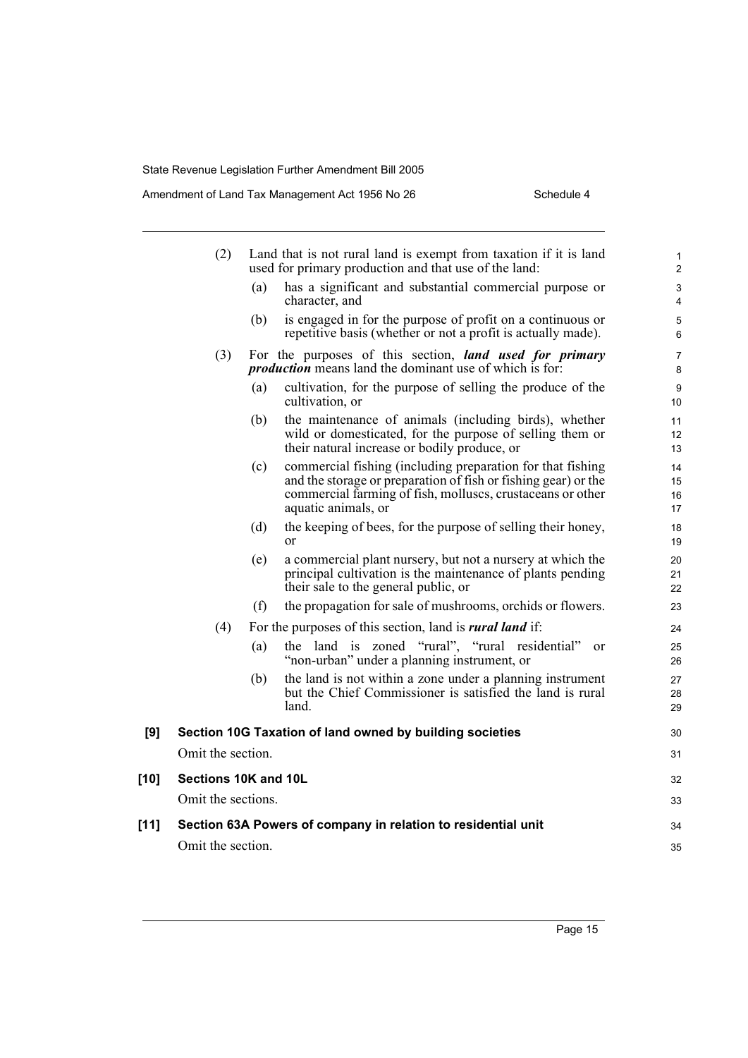(2) Land that is not rural land is exempt from taxation if it is land used for primary production and that use of the land:

   (a) has a significant and substantial commercial purpose or character, and

   (b) is engaged in for the purpose of profit on a continuous or repetitive basis (whether or not a profit is actually made).

(3) For the purposes of this section, ***land used for primary production*** means land the dominant use of which is for:

   (a) cultivation, for the purpose of selling the produce of the cultivation, or

   (b) the maintenance of animals (including birds), whether wild or domesticated, for the purpose of selling them or their natural increase or bodily produce, or

   (c) commercial fishing (including preparation for that fishing and the storage or preparation of fish or fishing gear) or the commercial farming of fish, molluscs, crustaceans or other aquatic animals, or

   (d) the keeping of bees, for the purpose of selling their honey, or

   (e) a commercial plant nursery, but not a nursery at which the principal cultivation is the maintenance of plants pending their sale to the general public, or

   (f) the propagation for sale of mushrooms, orchids or flowers.

(4) For the purposes of this section, land is ***rural land*** if:

   (a) the land is zoned "rural", "rural residential" or "non-urban" under a planning instrument, or

   (b) the land is not within a zone under a planning instrument but the Chief Commissioner is satisfied the land is rural land.

**[9] Section 10G Taxation of land owned by building societies**

Omit the section.

**[10] Sections 10K and 10L**

Omit the sections.

**[11] Section 63A Powers of company in relation to residential unit**

Omit the section.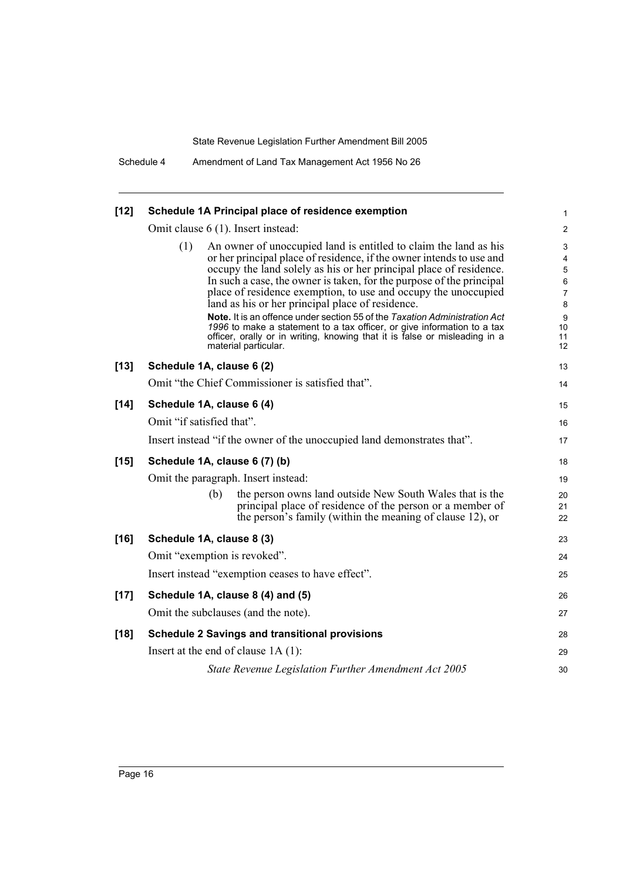**[12] Schedule 1A Principal place of residence exemption**

Omit clause 6 (1). Insert instead:

> (1) An owner of unoccupied land is entitled to claim the land as his or her principal place of residence, if the owner intends to use and occupy the land solely as his or her principal place of residence. In such a case, the owner is taken, for the purpose of the principal place of residence exemption, to use and occupy the unoccupied land as his or her principal place of residence.
>
> **Note.** It is an offence under section 55 of the *Taxation Administration Act 1996* to make a statement to a tax officer, or give information to a tax officer, orally or in writing, knowing that it is false or misleading in a material particular.

**[13] Schedule 1A, clause 6 (2)**

Omit "the Chief Commissioner is satisfied that".

**[14] Schedule 1A, clause 6 (4)**

Omit "if satisfied that".

Insert instead "if the owner of the unoccupied land demonstrates that".

**[15] Schedule 1A, clause 6 (7) (b)**

Omit the paragraph. Insert instead:

> (b) the person owns land outside New South Wales that is the principal place of residence of the person or a member of the person's family (within the meaning of clause 12), or

**[16] Schedule 1A, clause 8 (3)**

Omit "exemption is revoked".

Insert instead "exemption ceases to have effect".

**[17] Schedule 1A, clause 8 (4) and (5)**

Omit the subclauses (and the note).

**[18] Schedule 2 Savings and transitional provisions**

Insert at the end of clause 1A (1):

> *State Revenue Legislation Further Amendment Act 2005*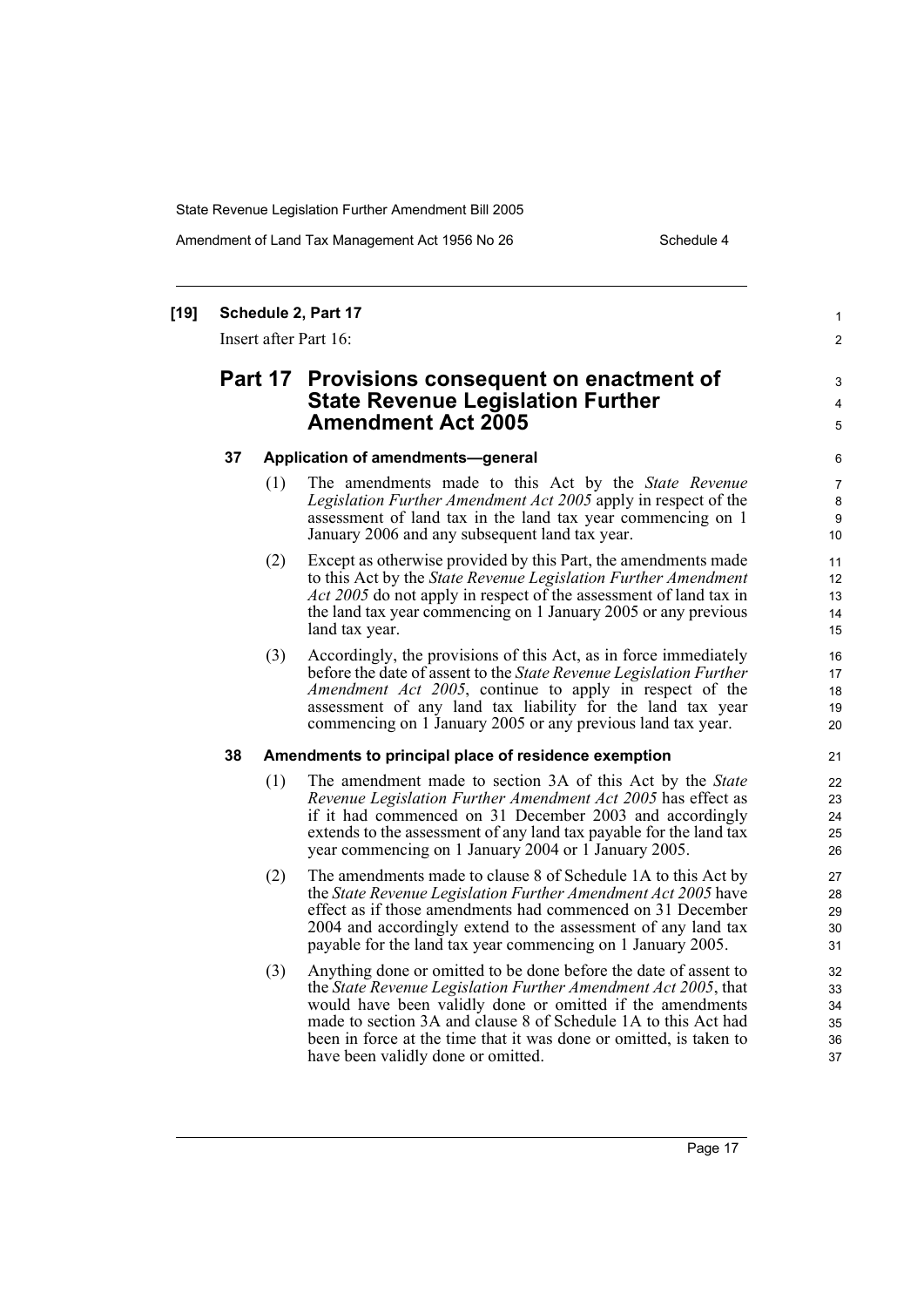**[19] Schedule 2, Part 17**

Insert after Part 16:

## Part 17 Provisions consequent on enactment of State Revenue Legislation Further Amendment Act 2005

### 37 Application of amendments—general

(1) The amendments made to this Act by the *State Revenue Legislation Further Amendment Act 2005* apply in respect of the assessment of land tax in the land tax year commencing on 1 January 2006 and any subsequent land tax year.

(2) Except as otherwise provided by this Part, the amendments made to this Act by the *State Revenue Legislation Further Amendment Act 2005* do not apply in respect of the assessment of land tax in the land tax year commencing on 1 January 2005 or any previous land tax year.

(3) Accordingly, the provisions of this Act, as in force immediately before the date of assent to the *State Revenue Legislation Further Amendment Act 2005*, continue to apply in respect of the assessment of any land tax liability for the land tax year commencing on 1 January 2005 or any previous land tax year.

### 38 Amendments to principal place of residence exemption

(1) The amendment made to section 3A of this Act by the *State Revenue Legislation Further Amendment Act 2005* has effect as if it had commenced on 31 December 2003 and accordingly extends to the assessment of any land tax payable for the land tax year commencing on 1 January 2004 or 1 January 2005.

(2) The amendments made to clause 8 of Schedule 1A to this Act by the *State Revenue Legislation Further Amendment Act 2005* have effect as if those amendments had commenced on 31 December 2004 and accordingly extend to the assessment of any land tax payable for the land tax year commencing on 1 January 2005.

(3) Anything done or omitted to be done before the date of assent to the *State Revenue Legislation Further Amendment Act 2005*, that would have been validly done or omitted if the amendments made to section 3A and clause 8 of Schedule 1A to this Act had been in force at the time that it was done or omitted, is taken to have been validly done or omitted.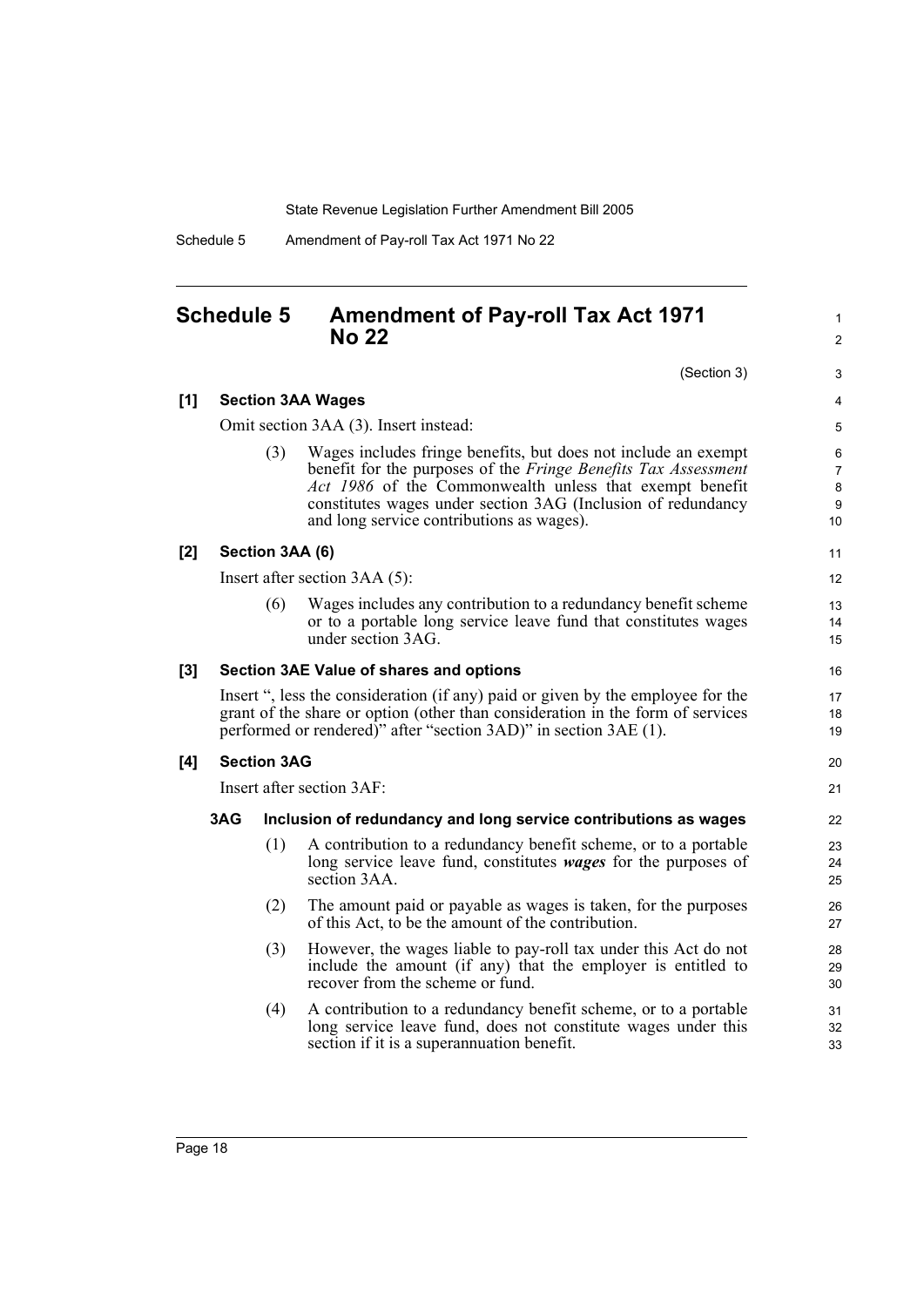## Schedule 5 Amendment of Pay-roll Tax Act 1971 No 22

(Section 3)

**[1] Section 3AA Wages**

Omit section 3AA (3). Insert instead:

(3) Wages includes fringe benefits, but does not include an exempt benefit for the purposes of the *Fringe Benefits Tax Assessment Act 1986* of the Commonwealth unless that exempt benefit constitutes wages under section 3AG (Inclusion of redundancy and long service contributions as wages).

**[2] Section 3AA (6)**

Insert after section 3AA (5):

(6) Wages includes any contribution to a redundancy benefit scheme or to a portable long service leave fund that constitutes wages under section 3AG.

**[3] Section 3AE Value of shares and options**

Insert ", less the consideration (if any) paid or given by the employee for the grant of the share or option (other than consideration in the form of services performed or rendered)" after "section 3AD)" in section 3AE (1).

**[4] Section 3AG**

Insert after section 3AF:

**3AG Inclusion of redundancy and long service contributions as wages**

(1) A contribution to a redundancy benefit scheme, or to a portable long service leave fund, constitutes ***wages*** for the purposes of section 3AA.

(2) The amount paid or payable as wages is taken, for the purposes of this Act, to be the amount of the contribution.

(3) However, the wages liable to pay-roll tax under this Act do not include the amount (if any) that the employer is entitled to recover from the scheme or fund.

(4) A contribution to a redundancy benefit scheme, or to a portable long service leave fund, does not constitute wages under this section if it is a superannuation benefit.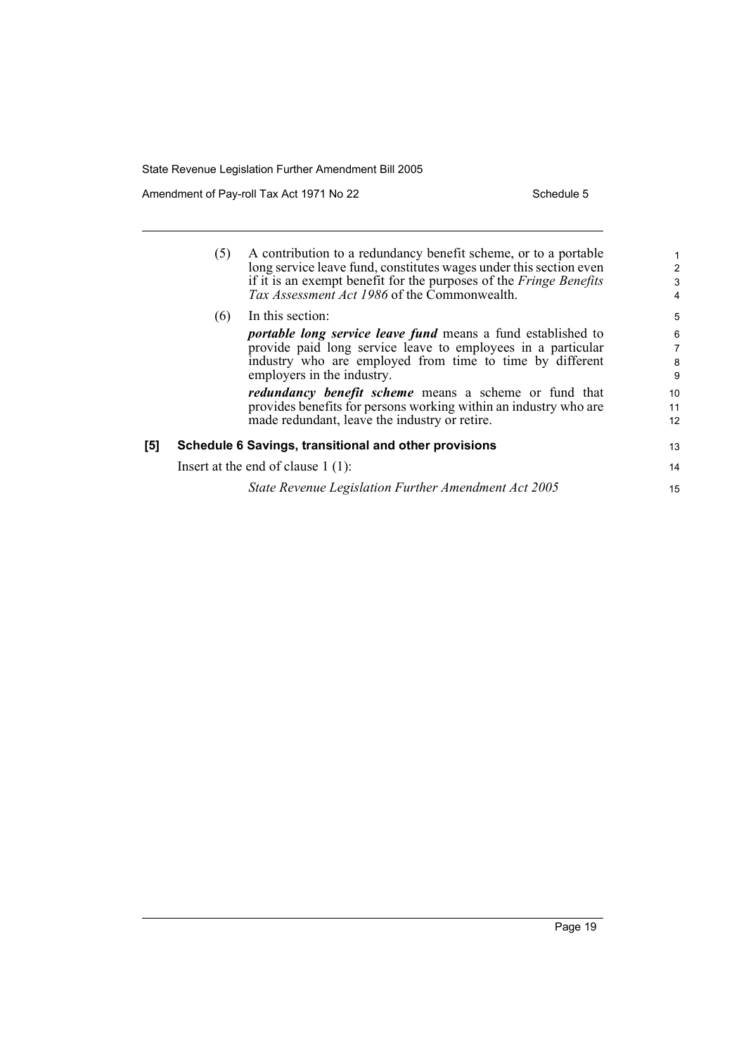(5) A contribution to a redundancy benefit scheme, or to a portable long service leave fund, constitutes wages under this section even if it is an exempt benefit for the purposes of the *Fringe Benefits Tax Assessment Act 1986* of the Commonwealth.

(6) In this section:

***portable long service leave fund*** means a fund established to provide paid long service leave to employees in a particular industry who are employed from time to time by different employers in the industry.

***redundancy benefit scheme*** means a scheme or fund that provides benefits for persons working within an industry who are made redundant, leave the industry or retire.

**[5] Schedule 6 Savings, transitional and other provisions**

Insert at the end of clause 1 (1):

*State Revenue Legislation Further Amendment Act 2005*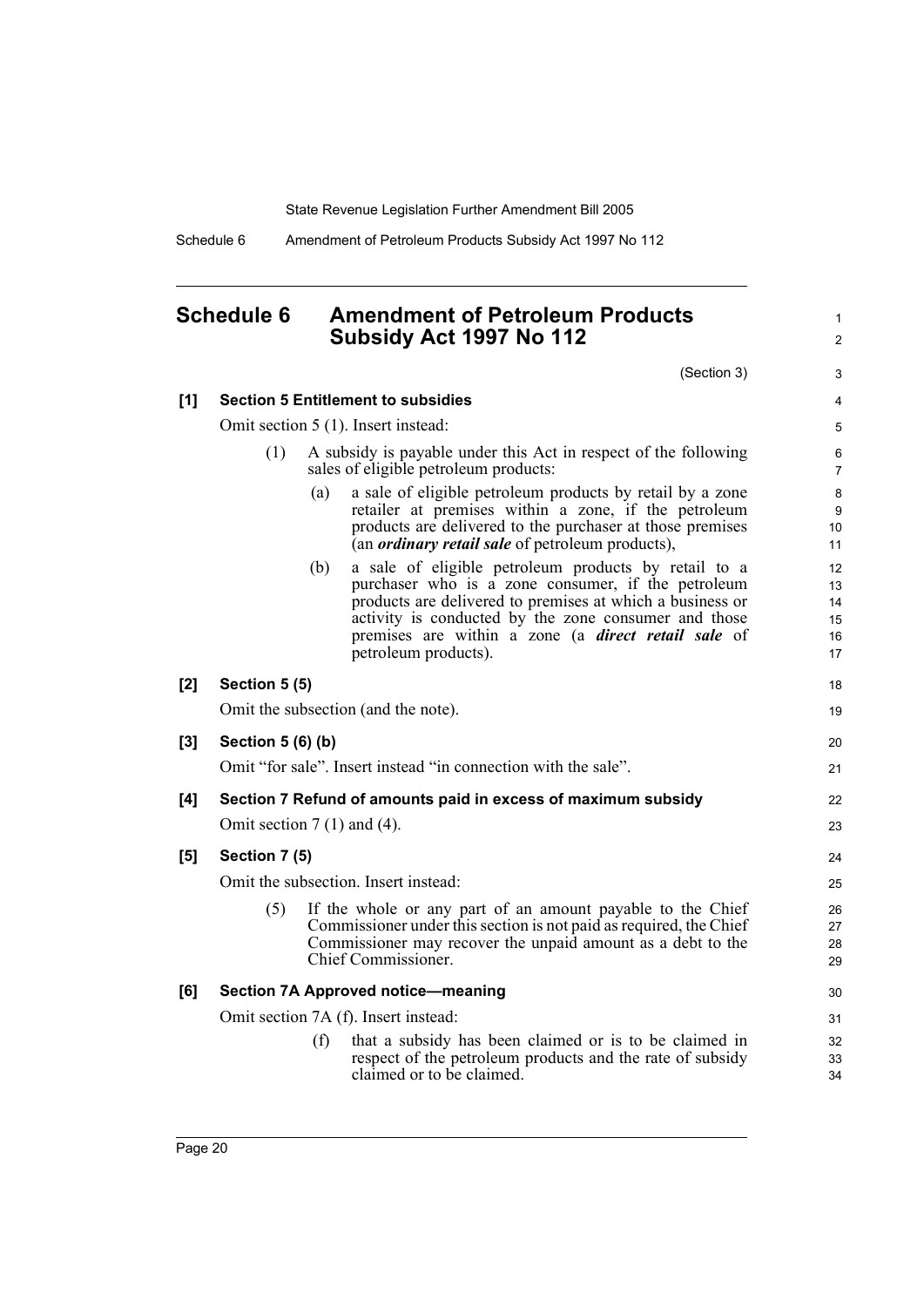# Schedule 6 Amendment of Petroleum Products Subsidy Act 1997 No 112

(Section 3)

**[1] Section 5 Entitlement to subsidies**

Omit section 5 (1). Insert instead:

(1) A subsidy is payable under this Act in respect of the following sales of eligible petroleum products:

(a) a sale of eligible petroleum products by retail by a zone retailer at premises within a zone, if the petroleum products are delivered to the purchaser at those premises (an ***ordinary retail sale*** of petroleum products),

(b) a sale of eligible petroleum products by retail to a purchaser who is a zone consumer, if the petroleum products are delivered to premises at which a business or activity is conducted by the zone consumer and those premises are within a zone (a ***direct retail sale*** of petroleum products).

**[2] Section 5 (5)**

Omit the subsection (and the note).

**[3] Section 5 (6) (b)**

Omit "for sale". Insert instead "in connection with the sale".

**[4] Section 7 Refund of amounts paid in excess of maximum subsidy**

Omit section 7 (1) and (4).

**[5] Section 7 (5)**

Omit the subsection. Insert instead:

(5) If the whole or any part of an amount payable to the Chief Commissioner under this section is not paid as required, the Chief Commissioner may recover the unpaid amount as a debt to the Chief Commissioner.

**[6] Section 7A Approved notice—meaning**

Omit section 7A (f). Insert instead:

(f) that a subsidy has been claimed or is to be claimed in respect of the petroleum products and the rate of subsidy claimed or to be claimed.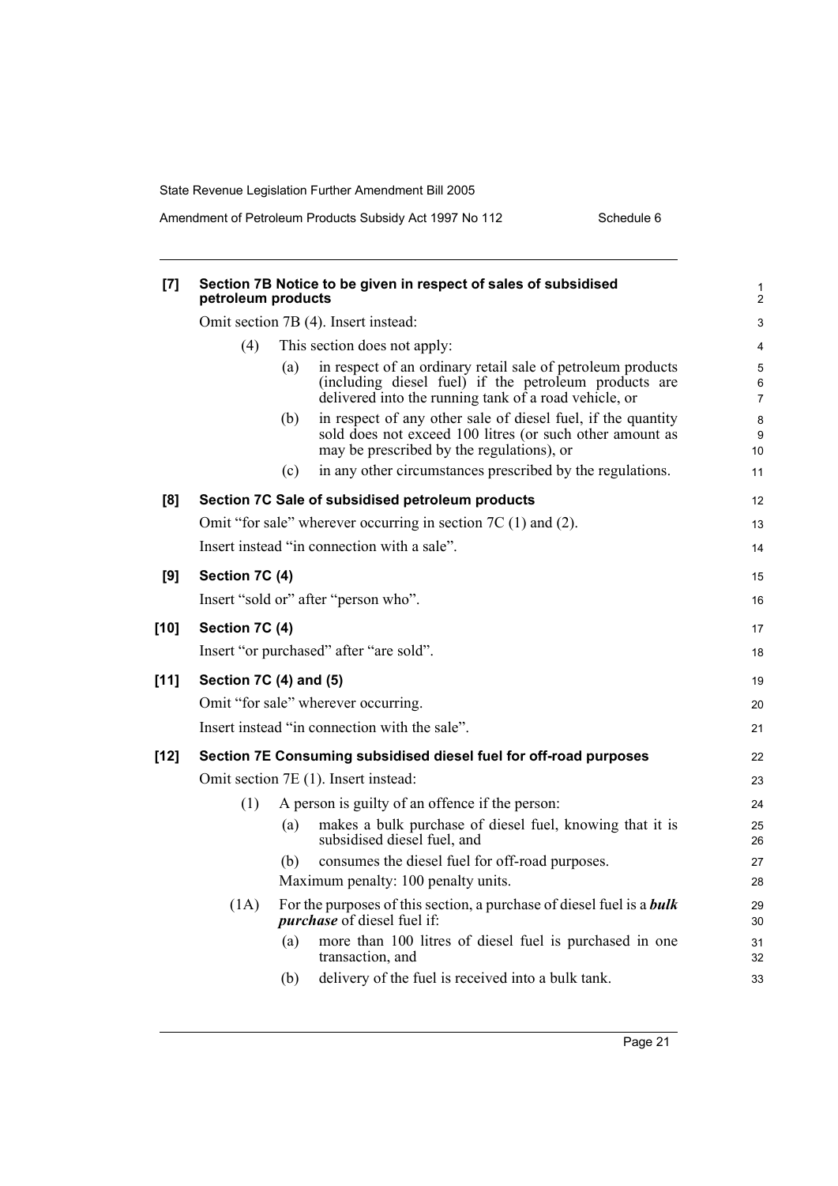**[7] Section 7B Notice to be given in respect of sales of subsidised petroleum products**

Omit section 7B (4). Insert instead:

(4) This section does not apply:

(a) in respect of an ordinary retail sale of petroleum products (including diesel fuel) if the petroleum products are delivered into the running tank of a road vehicle, or

(b) in respect of any other sale of diesel fuel, if the quantity sold does not exceed 100 litres (or such other amount as may be prescribed by the regulations), or

(c) in any other circumstances prescribed by the regulations.

**[8] Section 7C Sale of subsidised petroleum products**

Omit "for sale" wherever occurring in section 7C (1) and (2).

Insert instead "in connection with a sale".

**[9] Section 7C (4)**

Insert "sold or" after "person who".

**[10] Section 7C (4)**

Insert "or purchased" after "are sold".

**[11] Section 7C (4) and (5)**

Omit "for sale" wherever occurring.

Insert instead "in connection with the sale".

**[12] Section 7E Consuming subsidised diesel fuel for off-road purposes**

Omit section 7E (1). Insert instead:

(1) A person is guilty of an offence if the person:

(a) makes a bulk purchase of diesel fuel, knowing that it is subsidised diesel fuel, and

(b) consumes the diesel fuel for off-road purposes.

Maximum penalty: 100 penalty units.

(1A) For the purposes of this section, a purchase of diesel fuel is a ***bulk purchase*** of diesel fuel if:

(a) more than 100 litres of diesel fuel is purchased in one transaction, and

(b) delivery of the fuel is received into a bulk tank.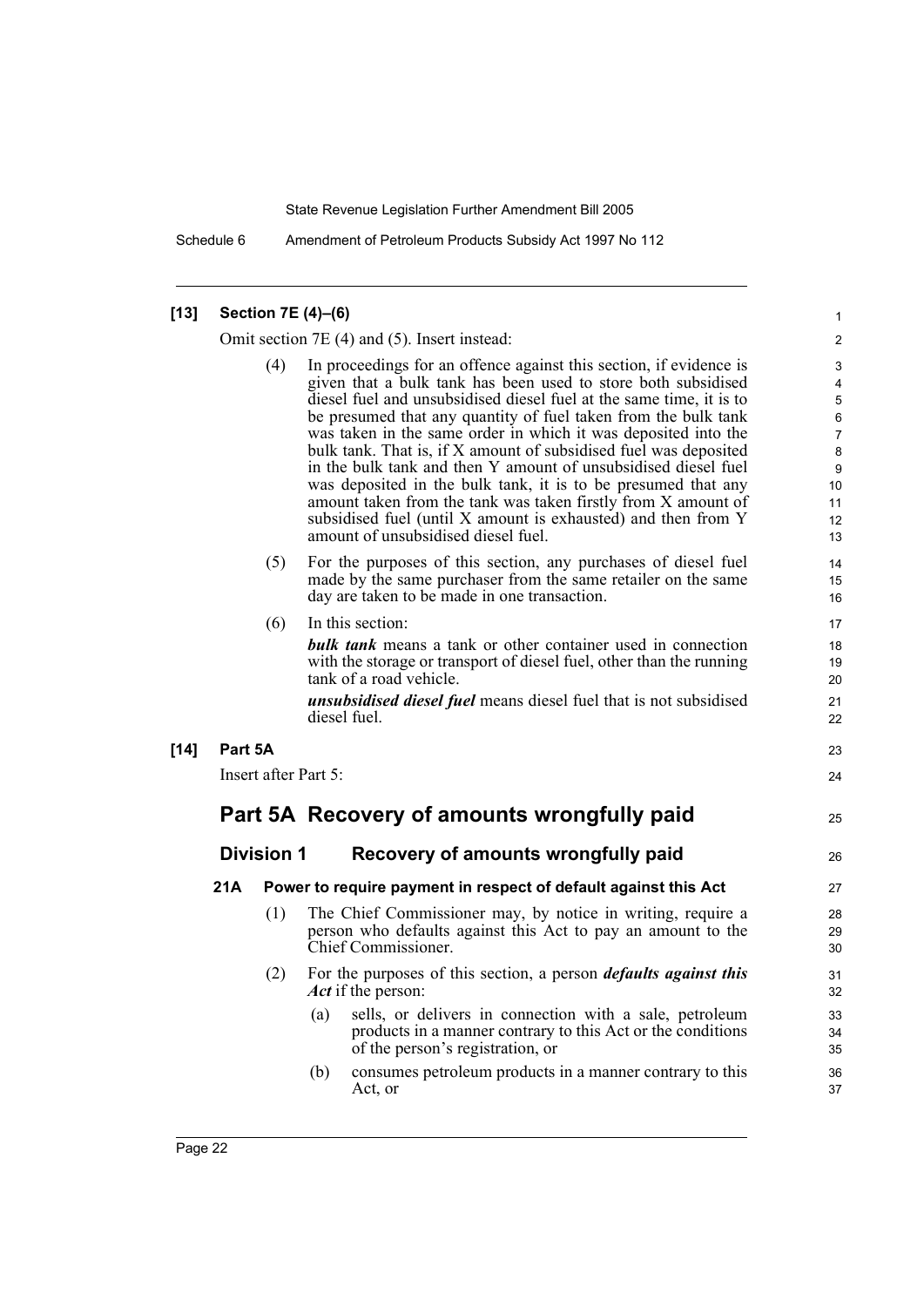**[13] Section 7E (4)–(6)**

Omit section 7E (4) and (5). Insert instead:

(4) In proceedings for an offence against this section, if evidence is given that a bulk tank has been used to store both subsidised diesel fuel and unsubsidised diesel fuel at the same time, it is to be presumed that any quantity of fuel taken from the bulk tank was taken in the same order in which it was deposited into the bulk tank. That is, if X amount of subsidised fuel was deposited in the bulk tank and then Y amount of unsubsidised diesel fuel was deposited in the bulk tank, it is to be presumed that any amount taken from the tank was taken firstly from X amount of subsidised fuel (until X amount is exhausted) and then from Y amount of unsubsidised diesel fuel.

(5) For the purposes of this section, any purchases of diesel fuel made by the same purchaser from the same retailer on the same day are taken to be made in one transaction.

(6) In this section:

***bulk tank*** means a tank or other container used in connection with the storage or transport of diesel fuel, other than the running tank of a road vehicle.

***unsubsidised diesel fuel*** means diesel fuel that is not subsidised diesel fuel.

**[14] Part 5A**

Insert after Part 5:

## Part 5A Recovery of amounts wrongfully paid

### Division 1 Recovery of amounts wrongfully paid

#### 21A Power to require payment in respect of default against this Act

(1) The Chief Commissioner may, by notice in writing, require a person who defaults against this Act to pay an amount to the Chief Commissioner.

(2) For the purposes of this section, a person ***defaults against this Act*** if the person:

(a) sells, or delivers in connection with a sale, petroleum products in a manner contrary to this Act or the conditions of the person's registration, or

(b) consumes petroleum products in a manner contrary to this Act, or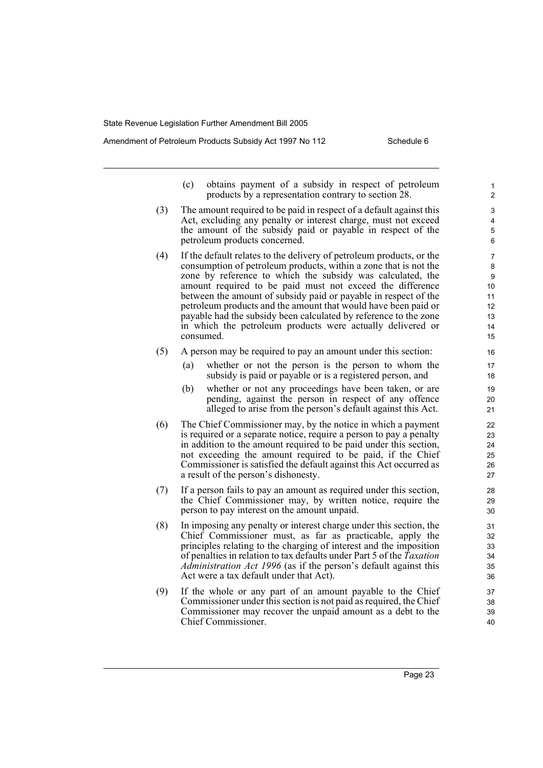(c) obtains payment of a subsidy in respect of petroleum products by a representation contrary to section 28.

(3) The amount required to be paid in respect of a default against this Act, excluding any penalty or interest charge, must not exceed the amount of the subsidy paid or payable in respect of the petroleum products concerned.

(4) If the default relates to the delivery of petroleum products, or the consumption of petroleum products, within a zone that is not the zone by reference to which the subsidy was calculated, the amount required to be paid must not exceed the difference between the amount of subsidy paid or payable in respect of the petroleum products and the amount that would have been paid or payable had the subsidy been calculated by reference to the zone in which the petroleum products were actually delivered or consumed.

(5) A person may be required to pay an amount under this section:

(a) whether or not the person is the person to whom the subsidy is paid or payable or is a registered person, and

(b) whether or not any proceedings have been taken, or are pending, against the person in respect of any offence alleged to arise from the person's default against this Act.

(6) The Chief Commissioner may, by the notice in which a payment is required or a separate notice, require a person to pay a penalty in addition to the amount required to be paid under this section, not exceeding the amount required to be paid, if the Chief Commissioner is satisfied the default against this Act occurred as a result of the person's dishonesty.

(7) If a person fails to pay an amount as required under this section, the Chief Commissioner may, by written notice, require the person to pay interest on the amount unpaid.

(8) In imposing any penalty or interest charge under this section, the Chief Commissioner must, as far as practicable, apply the principles relating to the charging of interest and the imposition of penalties in relation to tax defaults under Part 5 of the *Taxation Administration Act 1996* (as if the person's default against this Act were a tax default under that Act).

(9) If the whole or any part of an amount payable to the Chief Commissioner under this section is not paid as required, the Chief Commissioner may recover the unpaid amount as a debt to the Chief Commissioner.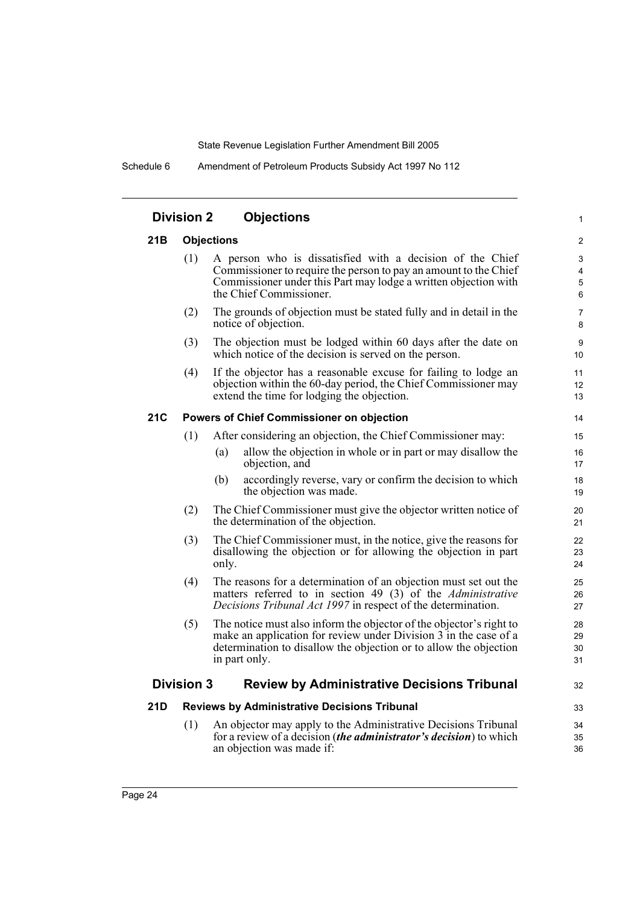## Division 2 Objections

### 21B Objections

(1) A person who is dissatisfied with a decision of the Chief Commissioner to require the person to pay an amount to the Chief Commissioner under this Part may lodge a written objection with the Chief Commissioner.

(2) The grounds of objection must be stated fully and in detail in the notice of objection.

(3) The objection must be lodged within 60 days after the date on which notice of the decision is served on the person.

(4) If the objector has a reasonable excuse for failing to lodge an objection within the 60-day period, the Chief Commissioner may extend the time for lodging the objection.

### 21C Powers of Chief Commissioner on objection

(1) After considering an objection, the Chief Commissioner may:

(a) allow the objection in whole or in part or may disallow the objection, and

(b) accordingly reverse, vary or confirm the decision to which the objection was made.

(2) The Chief Commissioner must give the objector written notice of the determination of the objection.

(3) The Chief Commissioner must, in the notice, give the reasons for disallowing the objection or for allowing the objection in part only.

(4) The reasons for a determination of an objection must set out the matters referred to in section 49 (3) of the *Administrative Decisions Tribunal Act 1997* in respect of the determination.

(5) The notice must also inform the objector of the objector's right to make an application for review under Division 3 in the case of a determination to disallow the objection or to allow the objection in part only.

## Division 3 Review by Administrative Decisions Tribunal

### 21D Reviews by Administrative Decisions Tribunal

(1) An objector may apply to the Administrative Decisions Tribunal for a review of a decision (***the administrator's decision***) to which an objection was made if: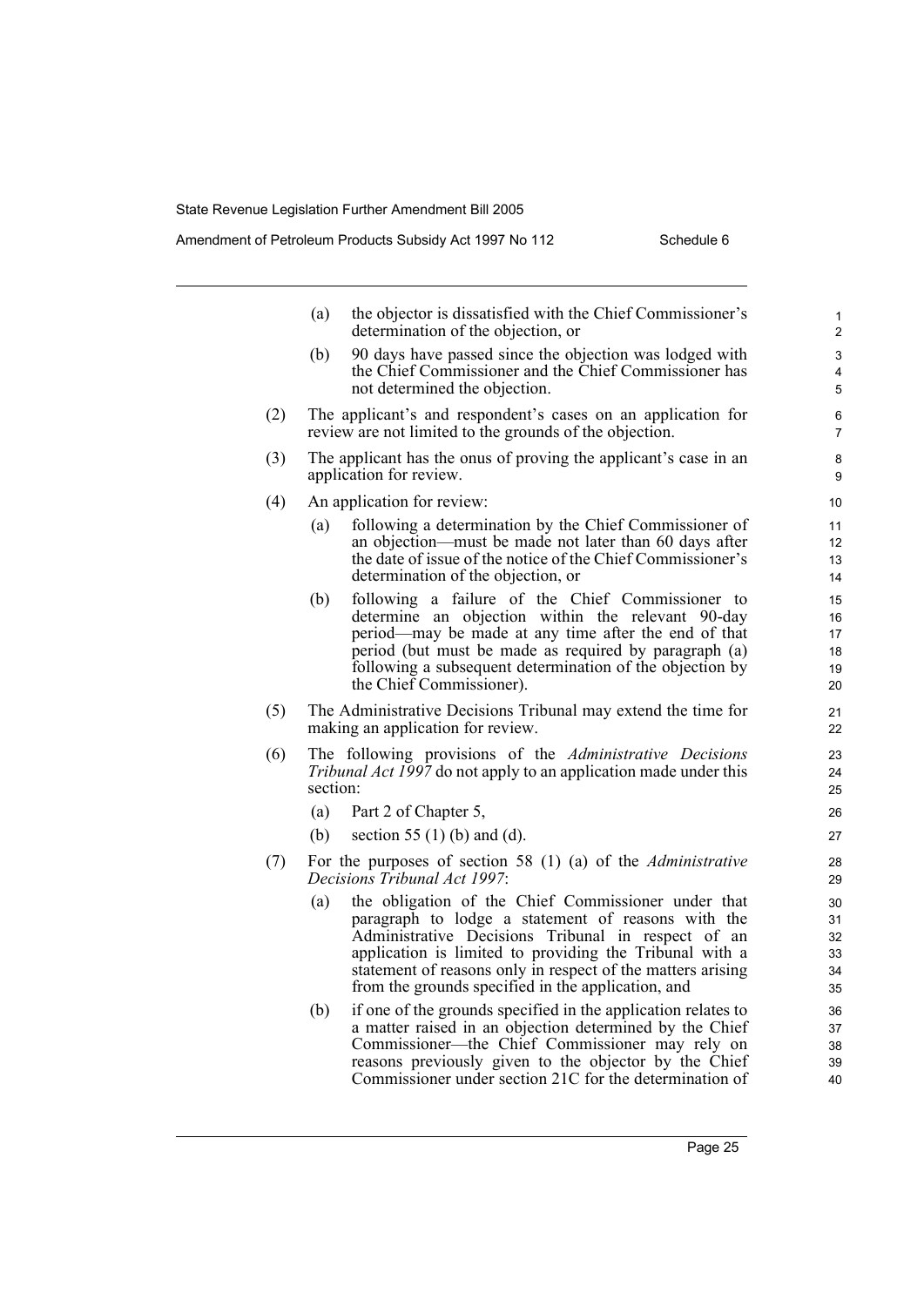(a) the objector is dissatisfied with the Chief Commissioner's determination of the objection, or

(b) 90 days have passed since the objection was lodged with the Chief Commissioner and the Chief Commissioner has not determined the objection.

(2) The applicant's and respondent's cases on an application for review are not limited to the grounds of the objection.

(3) The applicant has the onus of proving the applicant's case in an application for review.

(4) An application for review:

(a) following a determination by the Chief Commissioner of an objection—must be made not later than 60 days after the date of issue of the notice of the Chief Commissioner's determination of the objection, or

(b) following a failure of the Chief Commissioner to determine an objection within the relevant 90-day period—may be made at any time after the end of that period (but must be made as required by paragraph (a) following a subsequent determination of the objection by the Chief Commissioner).

(5) The Administrative Decisions Tribunal may extend the time for making an application for review.

(6) The following provisions of the *Administrative Decisions Tribunal Act 1997* do not apply to an application made under this section:

(a) Part 2 of Chapter 5,

(b) section 55 (1) (b) and (d).

(7) For the purposes of section 58 (1) (a) of the *Administrative Decisions Tribunal Act 1997*:

(a) the obligation of the Chief Commissioner under that paragraph to lodge a statement of reasons with the Administrative Decisions Tribunal in respect of an application is limited to providing the Tribunal with a statement of reasons only in respect of the matters arising from the grounds specified in the application, and

(b) if one of the grounds specified in the application relates to a matter raised in an objection determined by the Chief Commissioner—the Chief Commissioner may rely on reasons previously given to the objector by the Chief Commissioner under section 21C for the determination of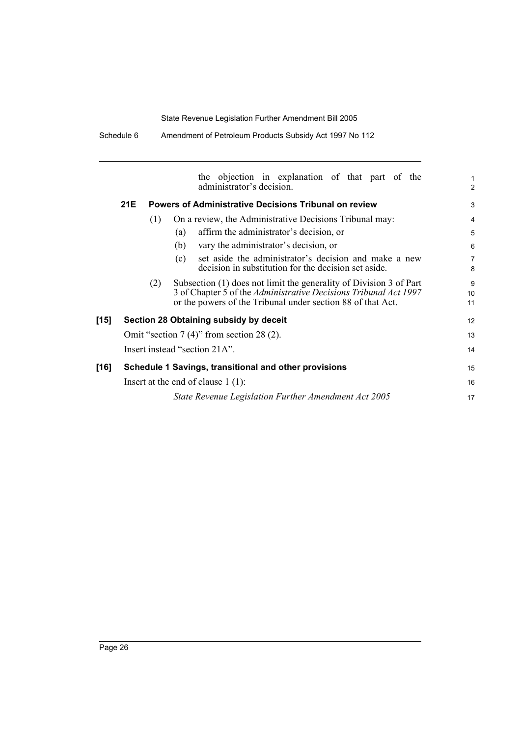the objection in explanation of that part of the administrator's decision.

**21E Powers of Administrative Decisions Tribunal on review**

(1) On a review, the Administrative Decisions Tribunal may:

(a) affirm the administrator's decision, or

(b) vary the administrator's decision, or

(c) set aside the administrator's decision and make a new decision in substitution for the decision set aside.

(2) Subsection (1) does not limit the generality of Division 3 of Part 3 of Chapter 5 of the *Administrative Decisions Tribunal Act 1997* or the powers of the Tribunal under section 88 of that Act.

**[15] Section 28 Obtaining subsidy by deceit**

Omit "section 7 (4)" from section 28 (2).

Insert instead "section 21A".

**[16] Schedule 1 Savings, transitional and other provisions**

Insert at the end of clause 1 (1):

*State Revenue Legislation Further Amendment Act 2005*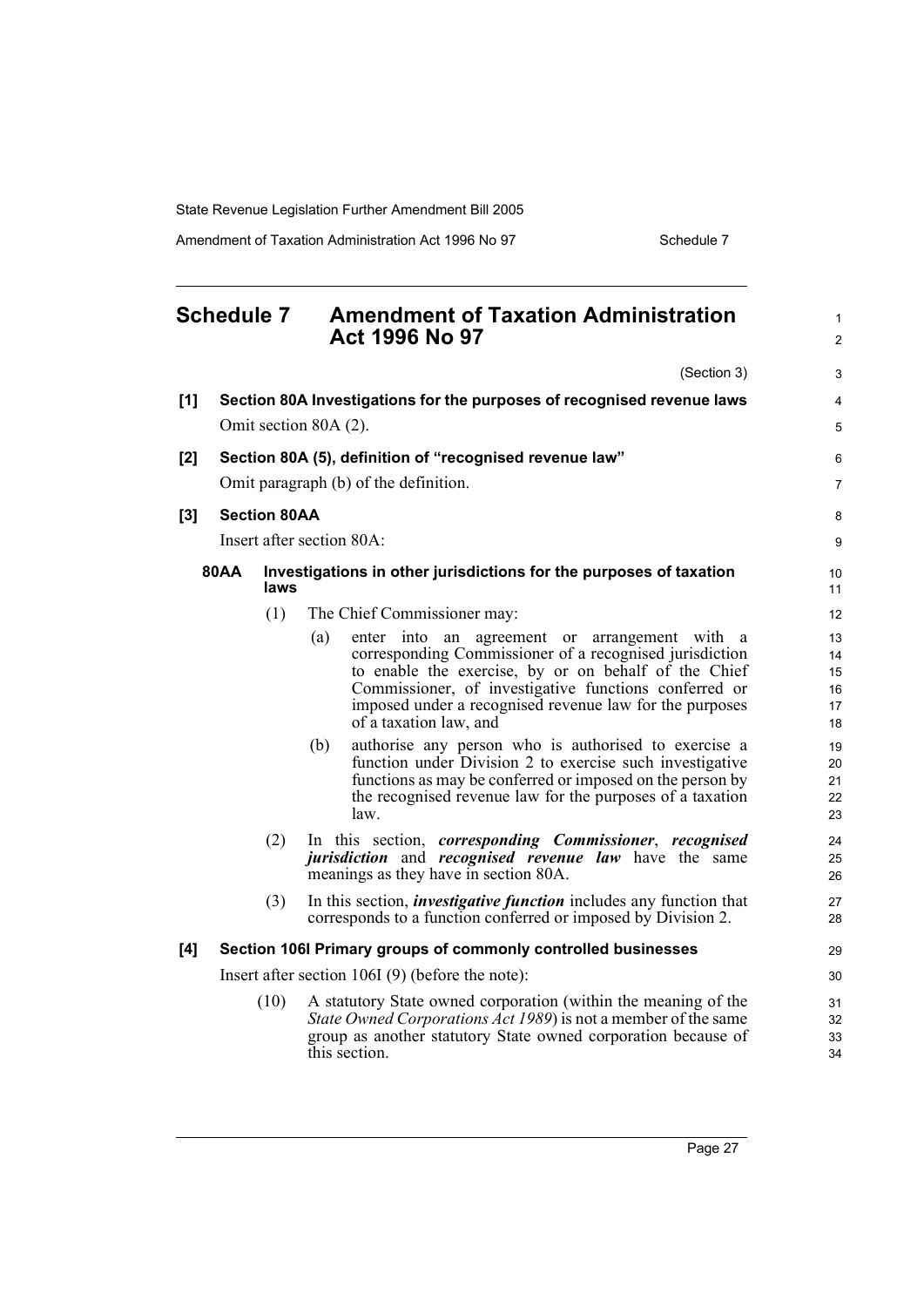# Schedule 7 Amendment of Taxation Administration Act 1996 No 97

(Section 3)

**[1] Section 80A Investigations for the purposes of recognised revenue laws**

Omit section 80A (2).

**[2] Section 80A (5), definition of "recognised revenue law"**

Omit paragraph (b) of the definition.

**[3] Section 80AA**

Insert after section 80A:

**80AA Investigations in other jurisdictions for the purposes of taxation laws**

(1) The Chief Commissioner may:

(a) enter into an agreement or arrangement with a corresponding Commissioner of a recognised jurisdiction to enable the exercise, by or on behalf of the Chief Commissioner, of investigative functions conferred or imposed under a recognised revenue law for the purposes of a taxation law, and

(b) authorise any person who is authorised to exercise a function under Division 2 to exercise such investigative functions as may be conferred or imposed on the person by the recognised revenue law for the purposes of a taxation law.

(2) In this section, ***corresponding Commissioner***, ***recognised jurisdiction*** and ***recognised revenue law*** have the same meanings as they have in section 80A.

(3) In this section, ***investigative function*** includes any function that corresponds to a function conferred or imposed by Division 2.

**[4] Section 106I Primary groups of commonly controlled businesses**

Insert after section 106I (9) (before the note):

(10) A statutory State owned corporation (within the meaning of the *State Owned Corporations Act 1989*) is not a member of the same group as another statutory State owned corporation because of this section.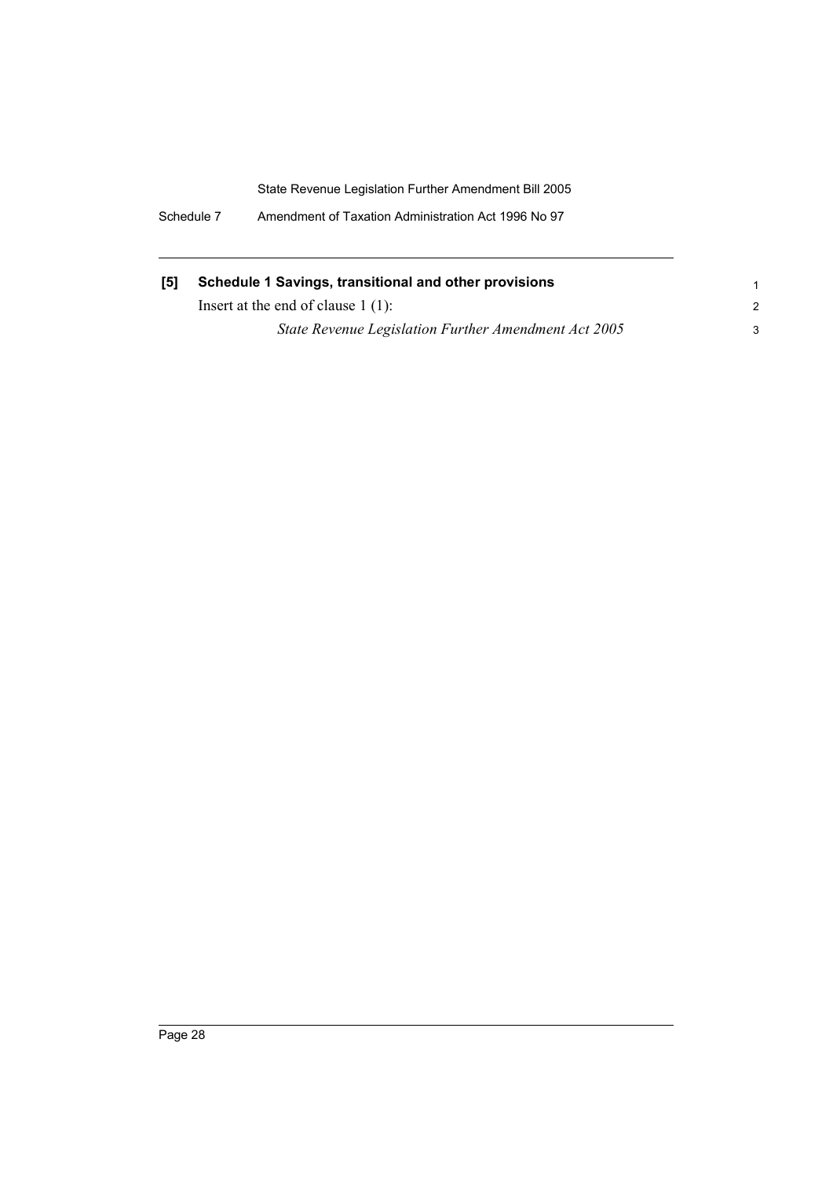**[5] Schedule 1 Savings, transitional and other provisions**

Insert at the end of clause 1 (1):

*State Revenue Legislation Further Amendment Act 2005*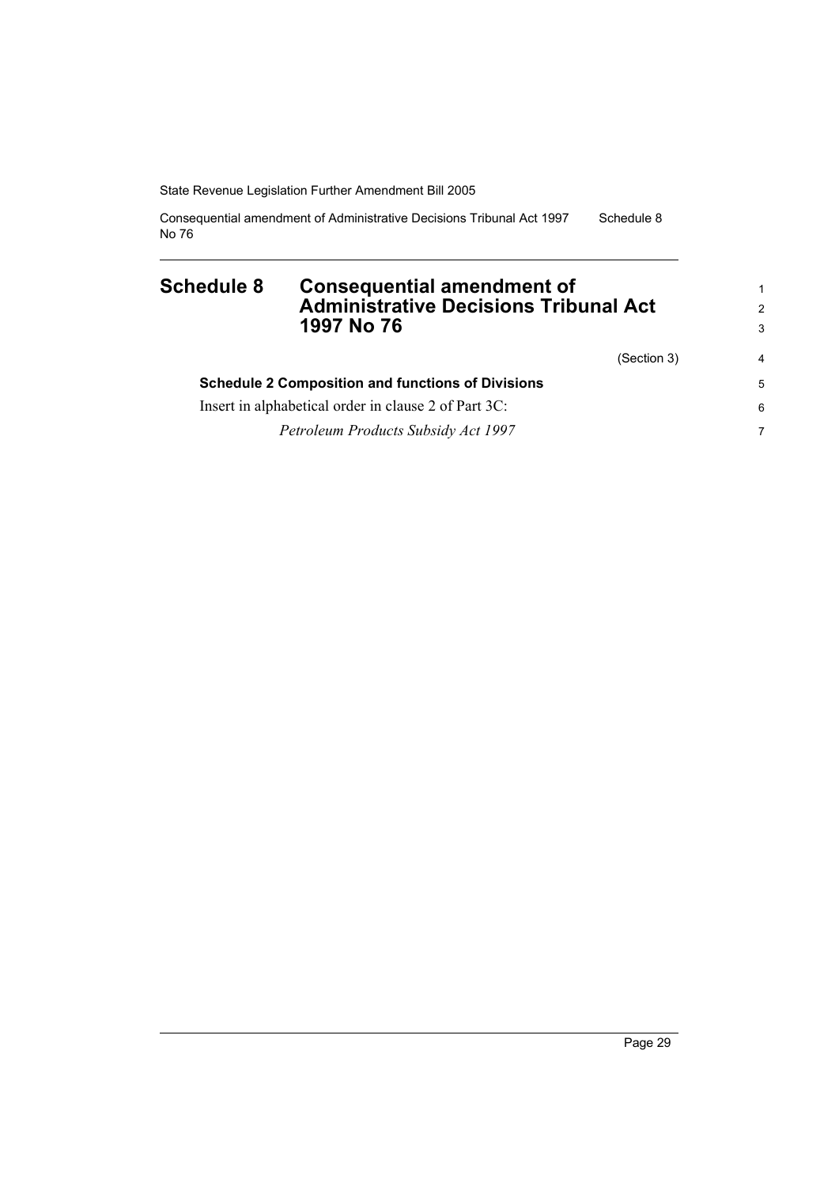# Schedule 8 Consequential amendment of Administrative Decisions Tribunal Act 1997 No 76

(Section 3)

**Schedule 2 Composition and functions of Divisions**

Insert in alphabetical order in clause 2 of Part 3C:

*Petroleum Products Subsidy Act 1997*